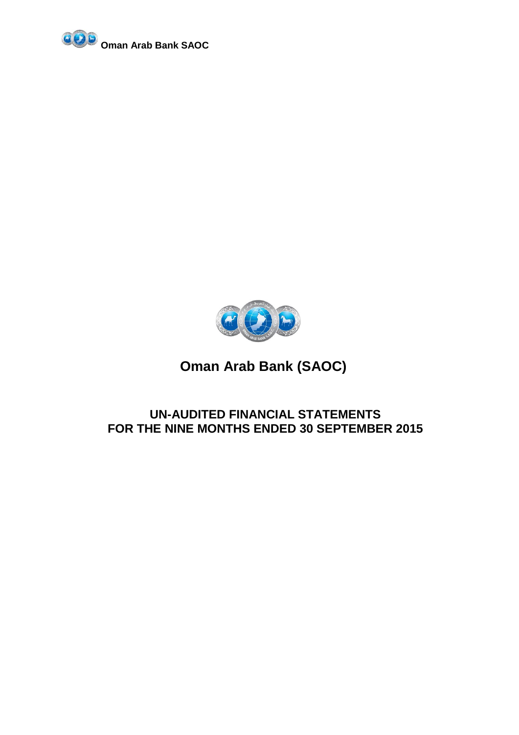**Oman Arab Bank SAOC**

# Oman Arab Bank (SAOC)

## UN-AUDITED FINANCIAL STATEMENTS
## FOR THE NINE MONTHS ENDED 30 SEPTEMBER 2015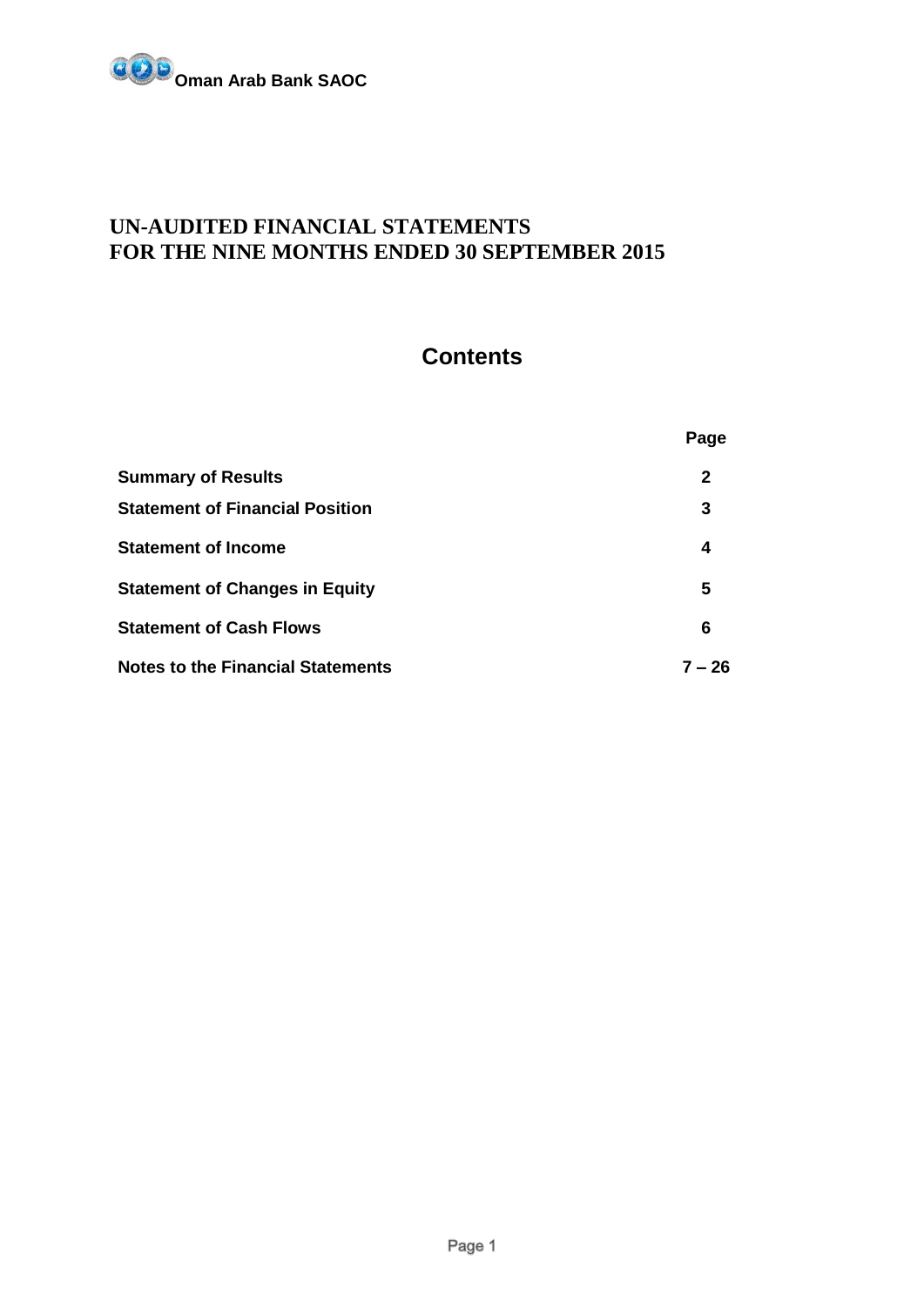**Oman Arab Bank SAOC**

# UN-AUDITED FINANCIAL STATEMENTS
# FOR THE NINE MONTHS ENDED 30 SEPTEMBER 2015

## Contents

| | Page |
|---|---|
| **Summary of Results** | **2** |
| **Statement of Financial Position** | **3** |
| **Statement of Income** | **4** |
| **Statement of Changes in Equity** | **5** |
| **Statement of Cash Flows** | **6** |
| **Notes to the Financial Statements** | **7 – 26** |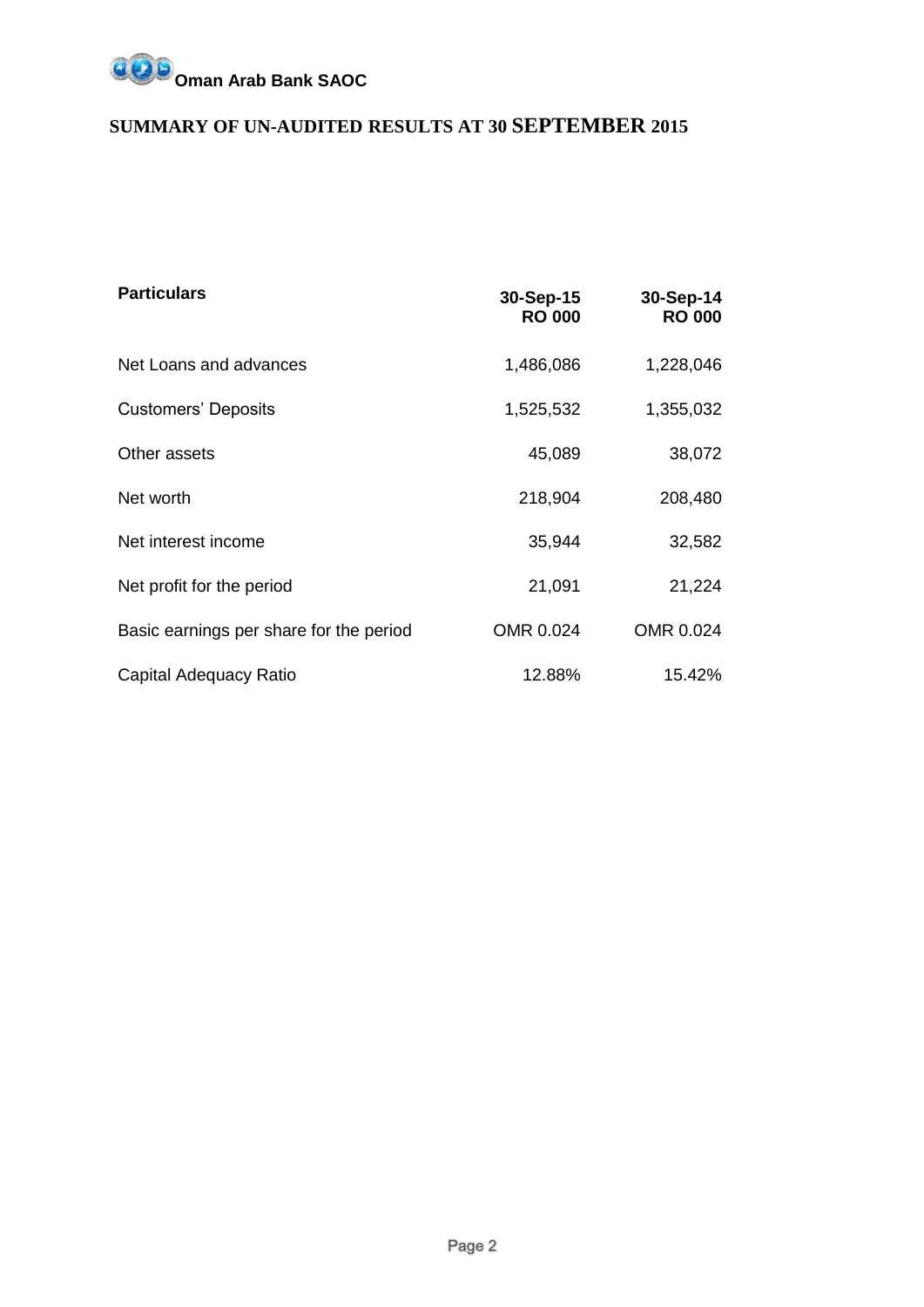**Oman Arab Bank SAOC**

# SUMMARY OF UN-AUDITED RESULTS AT 30 SEPTEMBER 2015

| Particulars | 30-Sep-15 RO 000 | 30-Sep-14 RO 000 |
|---|---|---|
| Net Loans and advances | 1,486,086 | 1,228,046 |
| Customers' Deposits | 1,525,532 | 1,355,032 |
| Other assets | 45,089 | 38,072 |
| Net worth | 218,904 | 208,480 |
| Net interest income | 35,944 | 32,582 |
| Net profit for the period | 21,091 | 21,224 |
| Basic earnings per share for the period | OMR 0.024 | OMR 0.024 |
| Capital Adequacy Ratio | 12.88% | 15.42% |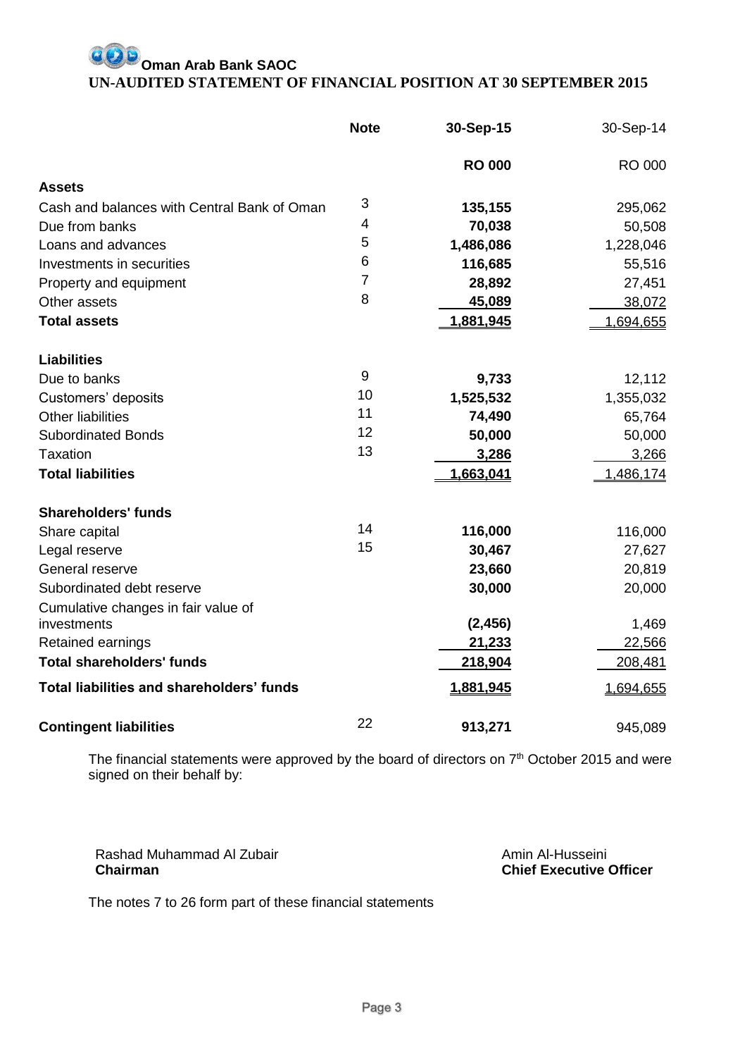# Oman Arab Bank SAOC

## UN-AUDITED STATEMENT OF FINANCIAL POSITION AT 30 SEPTEMBER 2015

| | Note | 30-Sep-15 | 30-Sep-14 |
|---|---|---|---|
| | | **RO 000** | RO 000 |
| **Assets** | | | |
| Cash and balances with Central Bank of Oman | 3 | **135,155** | 295,062 |
| Due from banks | 4 | **70,038** | 50,508 |
| Loans and advances | 5 | **1,486,086** | 1,228,046 |
| Investments in securities | 6 | **116,685** | 55,516 |
| Property and equipment | 7 | **28,892** | 27,451 |
| Other assets | 8 | **45,089** | 38,072 |
| **Total assets** | | **1,881,945** | 1,694,655 |
| **Liabilities** | | | |
| Due to banks | 9 | **9,733** | 12,112 |
| Customers' deposits | 10 | **1,525,532** | 1,355,032 |
| Other liabilities | 11 | **74,490** | 65,764 |
| Subordinated Bonds | 12 | **50,000** | 50,000 |
| Taxation | 13 | **3,286** | 3,266 |
| **Total liabilities** | | **1,663,041** | 1,486,174 |
| **Shareholders' funds** | | | |
| Share capital | 14 | **116,000** | 116,000 |
| Legal reserve | 15 | **30,467** | 27,627 |
| General reserve | | **23,660** | 20,819 |
| Subordinated debt reserve | | **30,000** | 20,000 |
| Cumulative changes in fair value of investments | | **(2,456)** | 1,469 |
| Retained earnings | | **21,233** | 22,566 |
| **Total shareholders' funds** | | **218,904** | 208,481 |
| **Total liabilities and shareholders' funds** | | **1,881,945** | 1,694,655 |
| **Contingent liabilities** | 22 | **913,271** | 945,089 |

The financial statements were approved by the board of directors on 7th October 2015 and were signed on their behalf by:

Rashad Muhammad Al Zubair
**Chairman**

Amin Al-Husseini
**Chief Executive Officer**

The notes 7 to 26 form part of these financial statements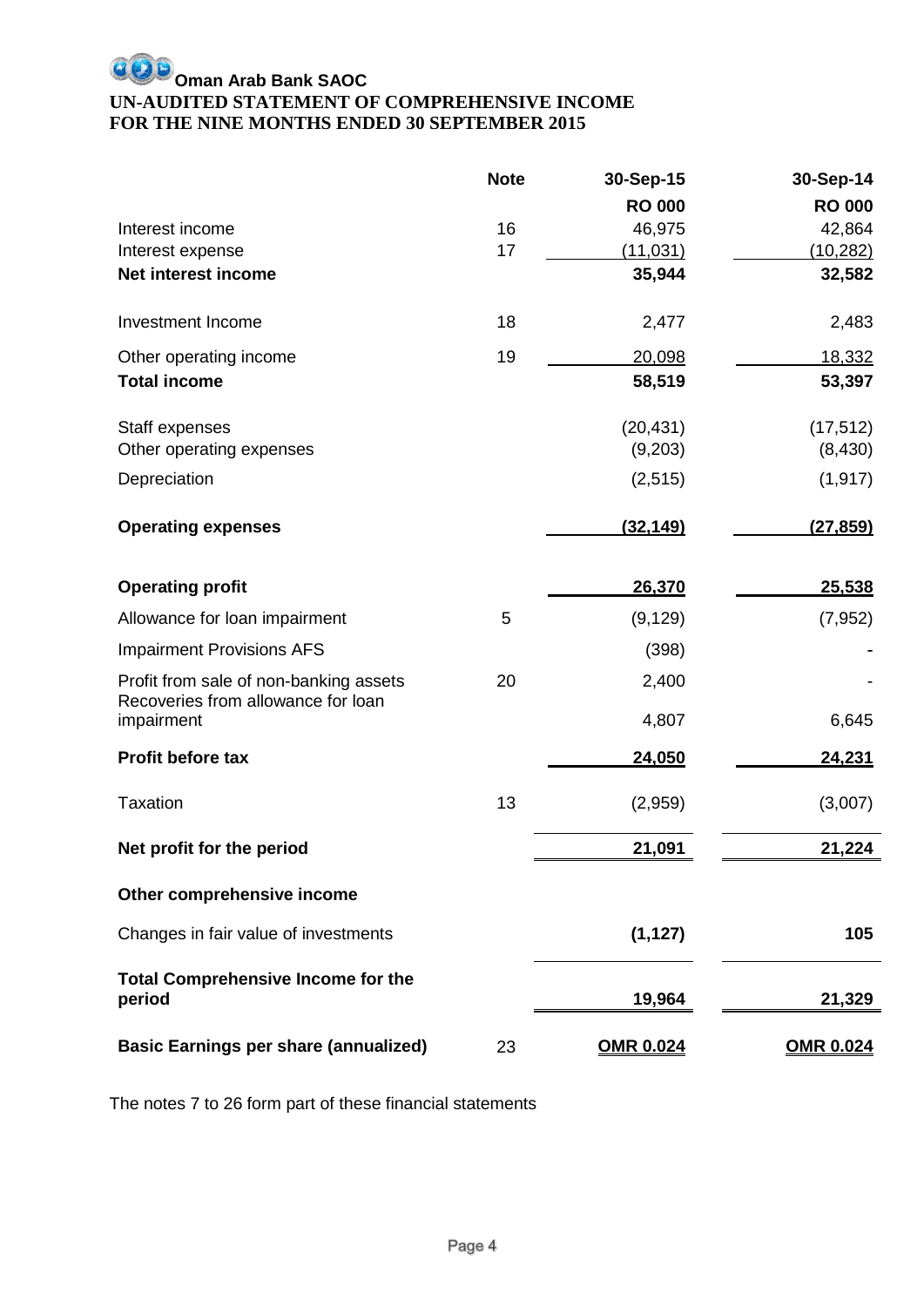**Oman Arab Bank SAOC**

**UN-AUDITED STATEMENT OF COMPREHENSIVE INCOME**
**FOR THE NINE MONTHS ENDED 30 SEPTEMBER 2015**

| | Note | 30-Sep-15 | 30-Sep-14 |
|---|---|---|---|
| | | RO 000 | RO 000 |
| Interest income | 16 | 46,975 | 42,864 |
| Interest expense | 17 | (11,031) | (10,282) |
| **Net interest income** | | **35,944** | **32,582** |
| Investment Income | 18 | 2,477 | 2,483 |
| Other operating income | 19 | 20,098 | 18,332 |
| **Total income** | | **58,519** | **53,397** |
| Staff expenses | | (20,431) | (17,512) |
| Other operating expenses | | (9,203) | (8,430) |
| Depreciation | | (2,515) | (1,917) |
| **Operating expenses** | | **(32,149)** | **(27,859)** |
| **Operating profit** | | **26,370** | **25,538** |
| Allowance for loan impairment | 5 | (9,129) | (7,952) |
| Impairment Provisions AFS | | (398) | - |
| Profit from sale of non-banking assets | 20 | 2,400 | - |
| Recoveries from allowance for loan impairment | | 4,807 | 6,645 |
| **Profit before tax** | | **24,050** | **24,231** |
| Taxation | 13 | (2,959) | (3,007) |
| **Net profit for the period** | | **21,091** | **21,224** |
| **Other comprehensive income** | | | |
| Changes in fair value of investments | | **(1,127)** | **105** |
| **Total Comprehensive Income for the period** | | **19,964** | **21,329** |
| **Basic Earnings per share (annualized)** | 23 | **OMR 0.024** | **OMR 0.024** |

The notes 7 to 26 form part of these financial statements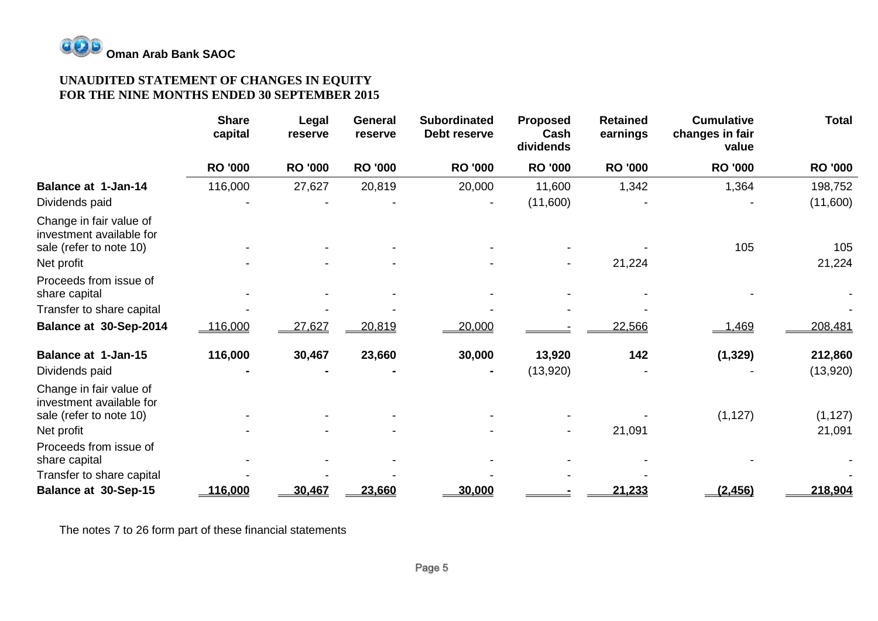**Oman Arab Bank SAOC**

## UNAUDITED STATEMENT OF CHANGES IN EQUITY
## FOR THE NINE MONTHS ENDED 30 SEPTEMBER 2015

| | Share capital | Legal reserve | General reserve | Subordinated Debt reserve | Proposed Cash dividends | Retained earnings | Cumulative changes in fair value | Total |
|---|---|---|---|---|---|---|---|---|
| | RO '000 | RO '000 | RO '000 | RO '000 | RO '000 | RO '000 | RO '000 | RO '000 |
| **Balance at 1-Jan-14** | 116,000 | 27,627 | 20,819 | 20,000 | 11,600 | 1,342 | 1,364 | 198,752 |
| Dividends paid | - | - | - | - | (11,600) | - | - | (11,600) |
| Change in fair value of investment available for sale (refer to note 10) | - | - | - | - | - | - | 105 | 105 |
| Net profit | - | - | - | - | - | 21,224 | | 21,224 |
| Proceeds from issue of share capital | - | - | - | - | - | - | - | - |
| Transfer to share capital | - | - | - | - | - | - | | - |
| **Balance at 30-Sep-2014** | 116,000 | 27,627 | 20,819 | 20,000 | - | 22,566 | 1,469 | 208,481 |
| **Balance at 1-Jan-15** | **116,000** | **30,467** | **23,660** | **30,000** | **13,920** | **142** | **(1,329)** | **212,860** |
| Dividends paid | **-** | **-** | **-** | **-** | (13,920) | - | - | (13,920) |
| Change in fair value of investment available for sale (refer to note 10) | - | - | - | - | - | - | (1,127) | (1,127) |
| Net profit | - | - | - | - | - | 21,091 | | 21,091 |
| Proceeds from issue of share capital | - | - | - | - | - | - | - | - |
| Transfer to share capital | - | - | - | - | - | - | | - |
| **Balance at 30-Sep-15** | **116,000** | **30,467** | **23,660** | **30,000** | **-** | **21,233** | **(2,456)** | **218,904** |

The notes 7 to 26 form part of these financial statements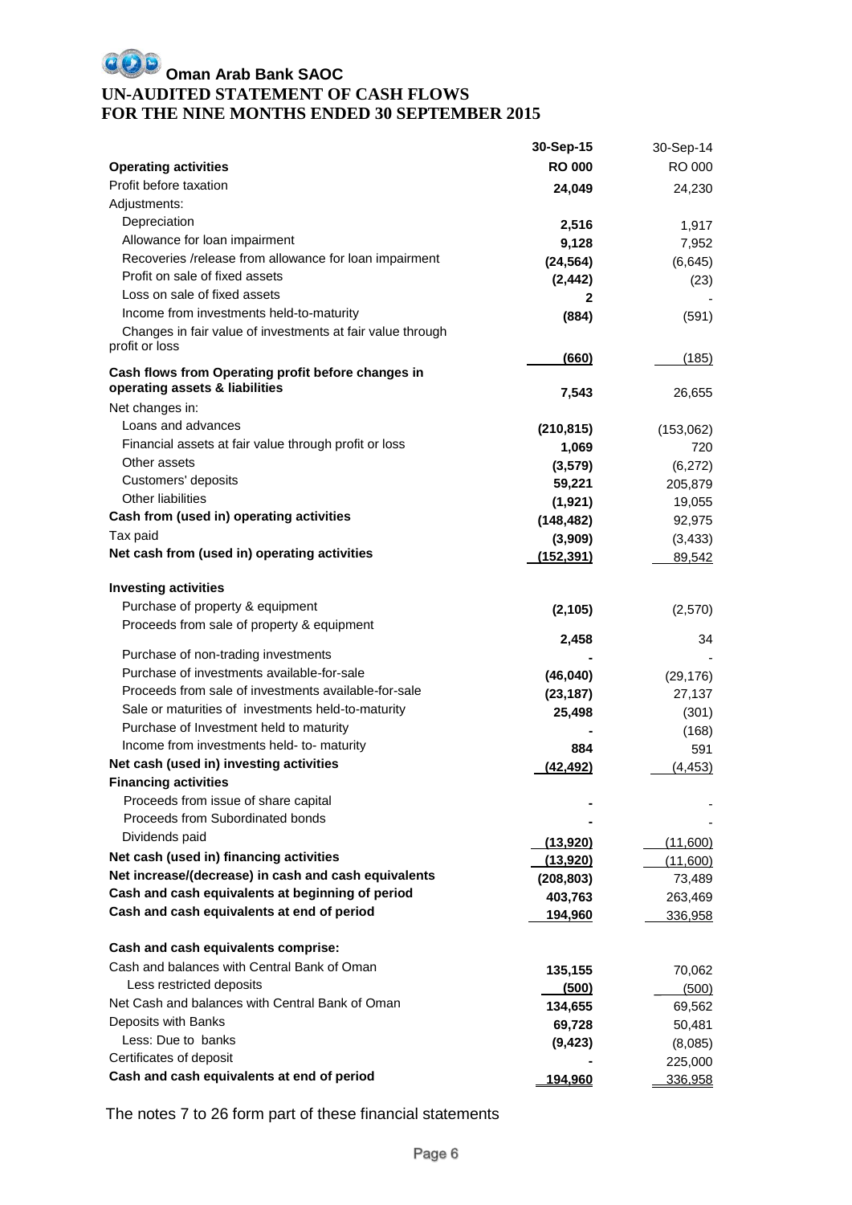# Oman Arab Bank SAOC

## UN-AUDITED STATEMENT OF CASH FLOWS
## FOR THE NINE MONTHS ENDED 30 SEPTEMBER 2015

| | 30-Sep-15 | 30-Sep-14 |
|---|---|---|
| **Operating activities** | **RO 000** | RO 000 |
| Profit before taxation | **24,049** | 24,230 |
| Adjustments: | | |
| Depreciation | **2,516** | 1,917 |
| Allowance for loan impairment | **9,128** | 7,952 |
| Recoveries /release from allowance for loan impairment | **(24,564)** | (6,645) |
| Profit on sale of fixed assets | **(2,442)** | (23) |
| Loss on sale of fixed assets | **2** | - |
| Income from investments held-to-maturity | **(884)** | (591) |
| Changes in fair value of investments at fair value through profit or loss | **(660)** | (185) |
| **Cash flows from Operating profit before changes in operating assets & liabilities** | **7,543** | 26,655 |
| Net changes in: | | |
| Loans and advances | **(210,815)** | (153,062) |
| Financial assets at fair value through profit or loss | **1,069** | 720 |
| Other assets | **(3,579)** | (6,272) |
| Customers' deposits | **59,221** | 205,879 |
| Other liabilities | **(1,921)** | 19,055 |
| **Cash from (used in) operating activities** | **(148,482)** | 92,975 |
| Tax paid | **(3,909)** | (3,433) |
| **Net cash from (used in) operating activities** | **(152,391)** | 89,542 |
| | | |
| **Investing activities** | | |
| Purchase of property & equipment | **(2,105)** | (2,570) |
| Proceeds from sale of property & equipment | **2,458** | 34 |
| Purchase of non-trading investments | **-** | - |
| Purchase of investments available-for-sale | **(46,040)** | (29,176) |
| Proceeds from sale of investments available-for-sale | **(23,187)** | 27,137 |
| Sale or maturities of investments held-to-maturity | **25,498** | (301) |
| Purchase of Investment held to maturity | **-** | (168) |
| Income from investments held- to- maturity | **884** | 591 |
| **Net cash (used in) investing activities** | **(42,492)** | (4,453) |
| **Financing activities** | | |
| Proceeds from issue of share capital | **-** | - |
| Proceeds from Subordinated bonds | **-** | - |
| Dividends paid | **(13,920)** | (11,600) |
| **Net cash (used in) financing activities** | **(13,920)** | (11,600) |
| **Net increase/(decrease) in cash and cash equivalents** | **(208,803)** | 73,489 |
| **Cash and cash equivalents at beginning of period** | **403,763** | 263,469 |
| **Cash and cash equivalents at end of period** | **194,960** | 336,958 |
| | | |
| **Cash and cash equivalents comprise:** | | |
| Cash and balances with Central Bank of Oman | **135,155** | 70,062 |
| Less restricted deposits | **(500)** | (500) |
| Net Cash and balances with Central Bank of Oman | **134,655** | 69,562 |
| Deposits with Banks | **69,728** | 50,481 |
| Less: Due to banks | **(9,423)** | (8,085) |
| Certificates of deposit | **-** | 225,000 |
| **Cash and cash equivalents at end of period** | **194,960** | 336,958 |

The notes 7 to 26 form part of these financial statements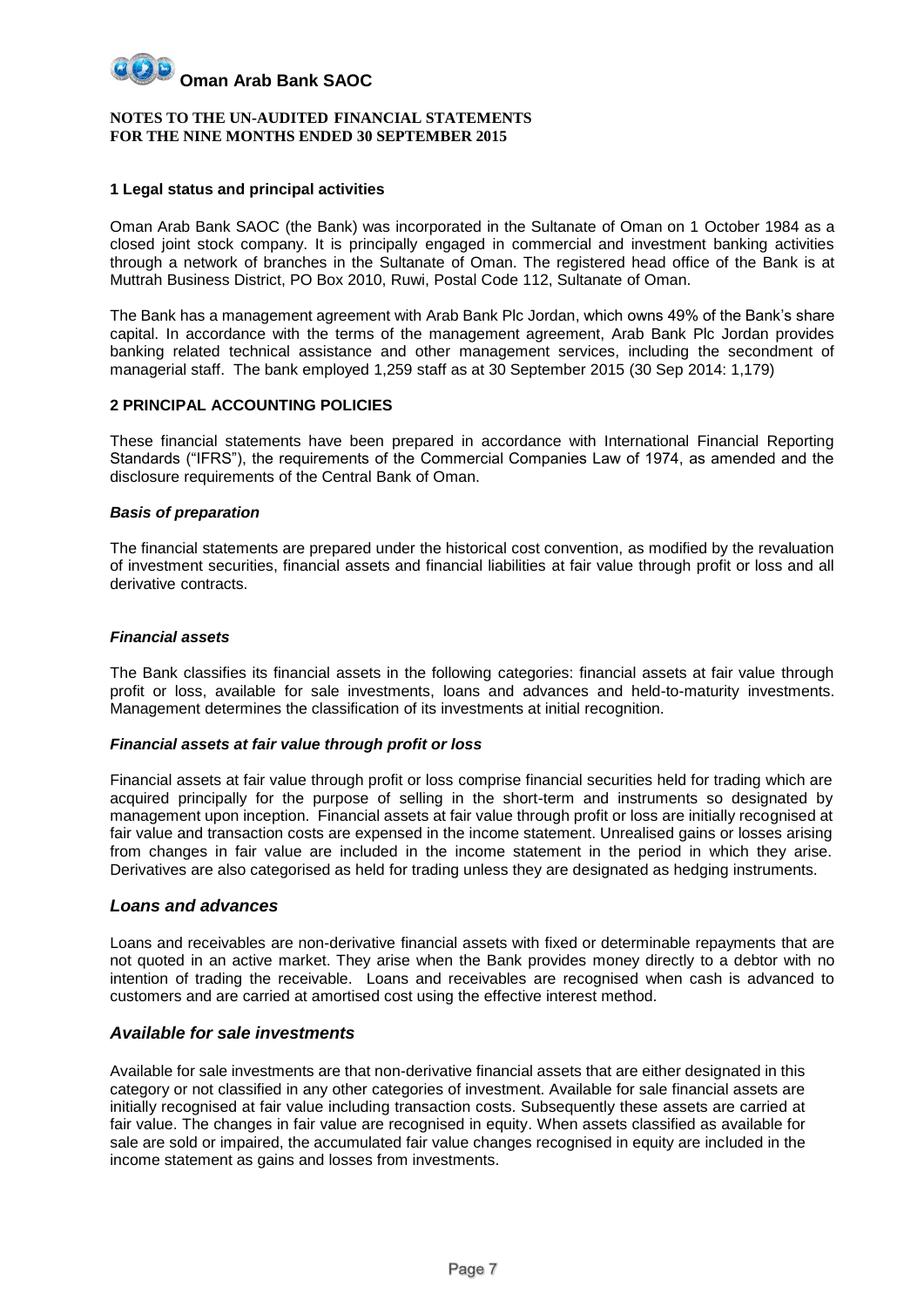**NOTES TO THE UN-AUDITED FINANCIAL STATEMENTS**
**FOR THE NINE MONTHS ENDED 30 SEPTEMBER 2015**

## 1 Legal status and principal activities

Oman Arab Bank SAOC (the Bank) was incorporated in the Sultanate of Oman on 1 October 1984 as a closed joint stock company. It is principally engaged in commercial and investment banking activities through a network of branches in the Sultanate of Oman. The registered head office of the Bank is at Muttrah Business District, PO Box 2010, Ruwi, Postal Code 112, Sultanate of Oman.

The Bank has a management agreement with Arab Bank Plc Jordan, which owns 49% of the Bank's share capital. In accordance with the terms of the management agreement, Arab Bank Plc Jordan provides banking related technical assistance and other management services, including the secondment of managerial staff. The bank employed 1,259 staff as at 30 September 2015 (30 Sep 2014: 1,179)

## 2 PRINCIPAL ACCOUNTING POLICIES

These financial statements have been prepared in accordance with International Financial Reporting Standards ("IFRS"), the requirements of the Commercial Companies Law of 1974, as amended and the disclosure requirements of the Central Bank of Oman.

### *Basis of preparation*

The financial statements are prepared under the historical cost convention, as modified by the revaluation of investment securities, financial assets and financial liabilities at fair value through profit or loss and all derivative contracts.

### *Financial assets*

The Bank classifies its financial assets in the following categories: financial assets at fair value through profit or loss, available for sale investments, loans and advances and held-to-maturity investments. Management determines the classification of its investments at initial recognition.

### *Financial assets at fair value through profit or loss*

Financial assets at fair value through profit or loss comprise financial securities held for trading which are acquired principally for the purpose of selling in the short-term and instruments so designated by management upon inception. Financial assets at fair value through profit or loss are initially recognised at fair value and transaction costs are expensed in the income statement. Unrealised gains or losses arising from changes in fair value are included in the income statement in the period in which they arise. Derivatives are also categorised as held for trading unless they are designated as hedging instruments.

### *Loans and advances*

Loans and receivables are non-derivative financial assets with fixed or determinable repayments that are not quoted in an active market. They arise when the Bank provides money directly to a debtor with no intention of trading the receivable. Loans and receivables are recognised when cash is advanced to customers and are carried at amortised cost using the effective interest method.

### *Available for sale investments*

Available for sale investments are that non-derivative financial assets that are either designated in this category or not classified in any other categories of investment. Available for sale financial assets are initially recognised at fair value including transaction costs. Subsequently these assets are carried at fair value. The changes in fair value are recognised in equity. When assets classified as available for sale are sold or impaired, the accumulated fair value changes recognised in equity are included in the income statement as gains and losses from investments.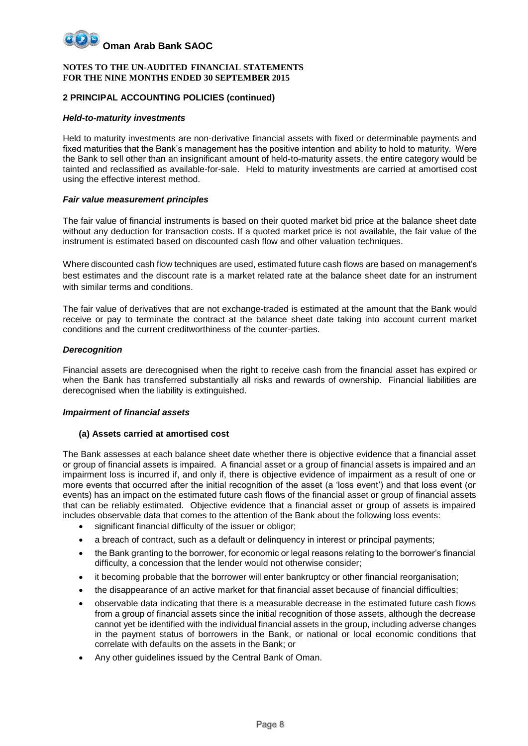**NOTES TO THE UN-AUDITED FINANCIAL STATEMENTS FOR THE NINE MONTHS ENDED 30 SEPTEMBER 2015**

## 2 PRINCIPAL ACCOUNTING POLICIES (continued)

### *Held-to-maturity investments*

Held to maturity investments are non-derivative financial assets with fixed or determinable payments and fixed maturities that the Bank's management has the positive intention and ability to hold to maturity. Were the Bank to sell other than an insignificant amount of held-to-maturity assets, the entire category would be tainted and reclassified as available-for-sale. Held to maturity investments are carried at amortised cost using the effective interest method.

### *Fair value measurement principles*

The fair value of financial instruments is based on their quoted market bid price at the balance sheet date without any deduction for transaction costs. If a quoted market price is not available, the fair value of the instrument is estimated based on discounted cash flow and other valuation techniques.

Where discounted cash flow techniques are used, estimated future cash flows are based on management's best estimates and the discount rate is a market related rate at the balance sheet date for an instrument with similar terms and conditions.

The fair value of derivatives that are not exchange-traded is estimated at the amount that the Bank would receive or pay to terminate the contract at the balance sheet date taking into account current market conditions and the current creditworthiness of the counter-parties.

### *Derecognition*

Financial assets are derecognised when the right to receive cash from the financial asset has expired or when the Bank has transferred substantially all risks and rewards of ownership. Financial liabilities are derecognised when the liability is extinguished.

### *Impairment of financial assets*

**(a) Assets carried at amortised cost**

The Bank assesses at each balance sheet date whether there is objective evidence that a financial asset or group of financial assets is impaired. A financial asset or a group of financial assets is impaired and an impairment loss is incurred if, and only if, there is objective evidence of impairment as a result of one or more events that occurred after the initial recognition of the asset (a 'loss event') and that loss event (or events) has an impact on the estimated future cash flows of the financial asset or group of financial assets that can be reliably estimated. Objective evidence that a financial asset or group of assets is impaired includes observable data that comes to the attention of the Bank about the following loss events:

- significant financial difficulty of the issuer or obligor;
- a breach of contract, such as a default or delinquency in interest or principal payments;
- the Bank granting to the borrower, for economic or legal reasons relating to the borrower's financial difficulty, a concession that the lender would not otherwise consider;
- it becoming probable that the borrower will enter bankruptcy or other financial reorganisation;
- the disappearance of an active market for that financial asset because of financial difficulties;
- observable data indicating that there is a measurable decrease in the estimated future cash flows from a group of financial assets since the initial recognition of those assets, although the decrease cannot yet be identified with the individual financial assets in the group, including adverse changes in the payment status of borrowers in the Bank, or national or local economic conditions that correlate with defaults on the assets in the Bank; or
- Any other guidelines issued by the Central Bank of Oman.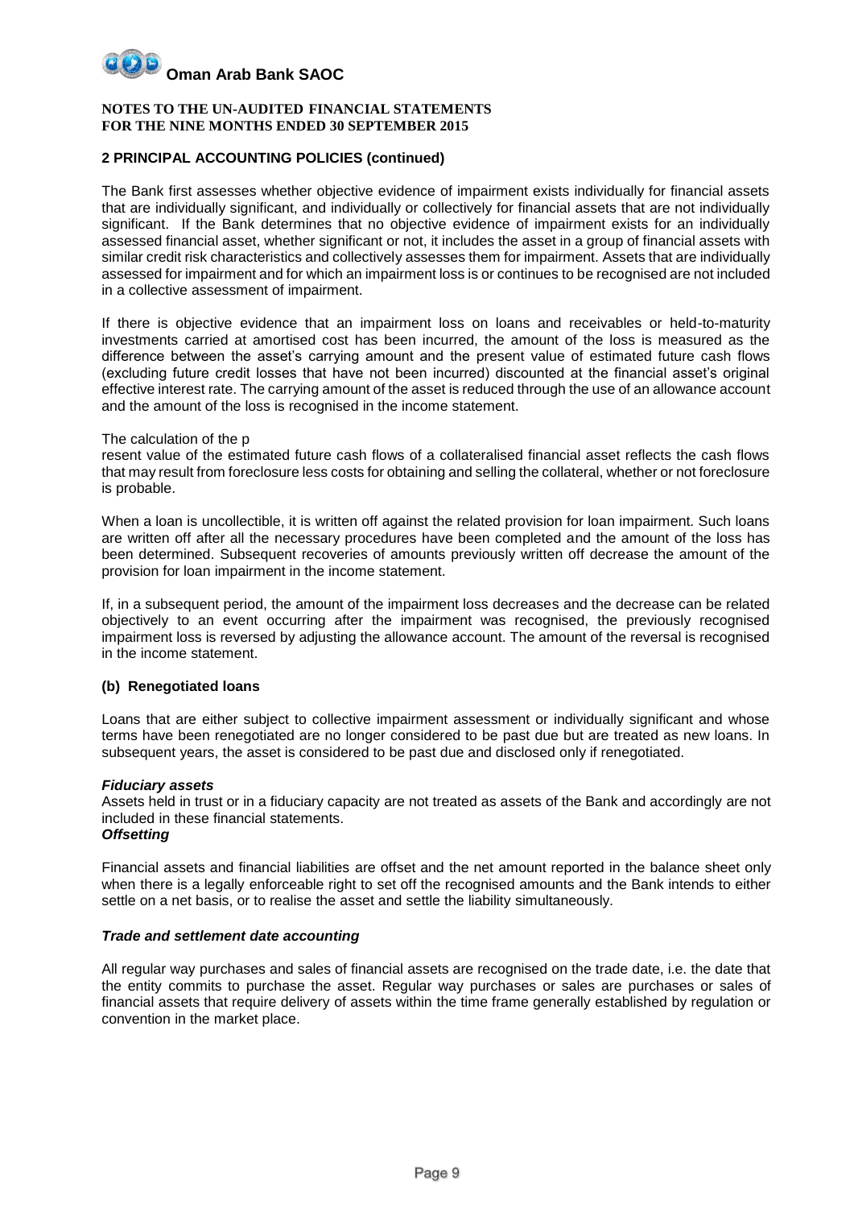**Oman Arab Bank SAOC**

**NOTES TO THE UN-AUDITED FINANCIAL STATEMENTS FOR THE NINE MONTHS ENDED 30 SEPTEMBER 2015**

## 2 PRINCIPAL ACCOUNTING POLICIES (continued)

The Bank first assesses whether objective evidence of impairment exists individually for financial assets that are individually significant, and individually or collectively for financial assets that are not individually significant. If the Bank determines that no objective evidence of impairment exists for an individually assessed financial asset, whether significant or not, it includes the asset in a group of financial assets with similar credit risk characteristics and collectively assesses them for impairment. Assets that are individually assessed for impairment and for which an impairment loss is or continues to be recognised are not included in a collective assessment of impairment.

If there is objective evidence that an impairment loss on loans and receivables or held-to-maturity investments carried at amortised cost has been incurred, the amount of the loss is measured as the difference between the asset's carrying amount and the present value of estimated future cash flows (excluding future credit losses that have not been incurred) discounted at the financial asset's original effective interest rate. The carrying amount of the asset is reduced through the use of an allowance account and the amount of the loss is recognised in the income statement.

The calculation of the p

resent value of the estimated future cash flows of a collateralised financial asset reflects the cash flows that may result from foreclosure less costs for obtaining and selling the collateral, whether or not foreclosure is probable.

When a loan is uncollectible, it is written off against the related provision for loan impairment. Such loans are written off after all the necessary procedures have been completed and the amount of the loss has been determined. Subsequent recoveries of amounts previously written off decrease the amount of the provision for loan impairment in the income statement.

If, in a subsequent period, the amount of the impairment loss decreases and the decrease can be related objectively to an event occurring after the impairment was recognised, the previously recognised impairment loss is reversed by adjusting the allowance account. The amount of the reversal is recognised in the income statement.

### (b) Renegotiated loans

Loans that are either subject to collective impairment assessment or individually significant and whose terms have been renegotiated are no longer considered to be past due but are treated as new loans. In subsequent years, the asset is considered to be past due and disclosed only if renegotiated.

***Fiduciary assets***

Assets held in trust or in a fiduciary capacity are not treated as assets of the Bank and accordingly are not included in these financial statements.

***Offsetting***

Financial assets and financial liabilities are offset and the net amount reported in the balance sheet only when there is a legally enforceable right to set off the recognised amounts and the Bank intends to either settle on a net basis, or to realise the asset and settle the liability simultaneously.

***Trade and settlement date accounting***

All regular way purchases and sales of financial assets are recognised on the trade date, i.e. the date that the entity commits to purchase the asset. Regular way purchases or sales are purchases or sales of financial assets that require delivery of assets within the time frame generally established by regulation or convention in the market place.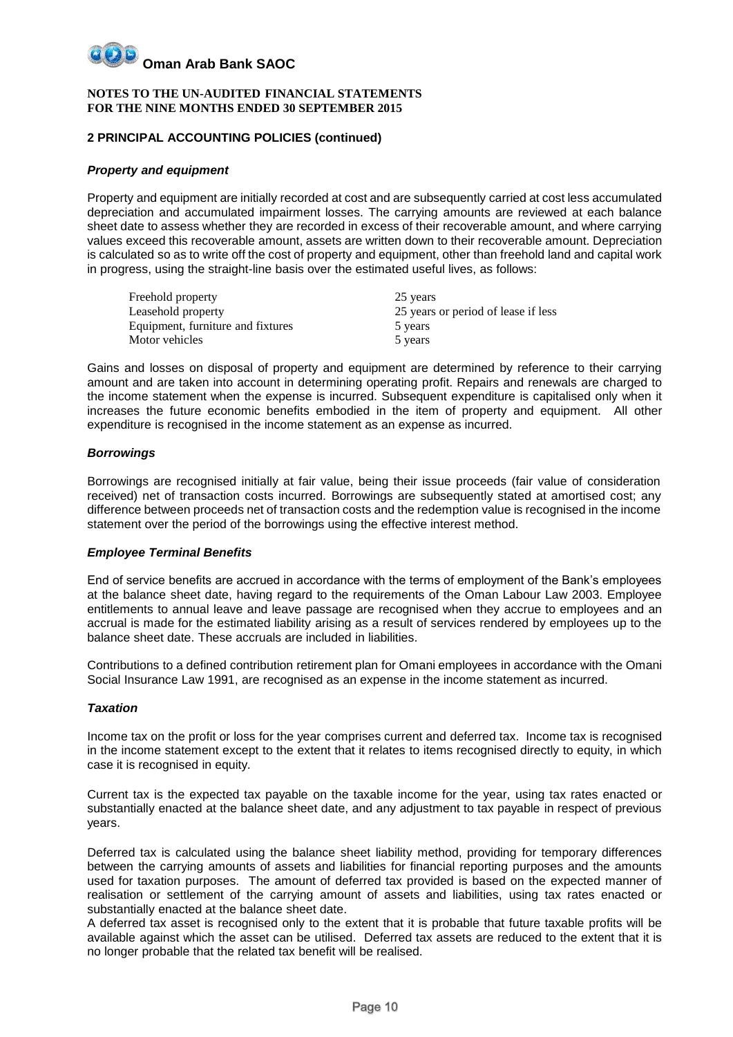**NOTES TO THE UN-AUDITED FINANCIAL STATEMENTS**
**FOR THE NINE MONTHS ENDED 30 SEPTEMBER 2015**

## 2 PRINCIPAL ACCOUNTING POLICIES (continued)

### *Property and equipment*

Property and equipment are initially recorded at cost and are subsequently carried at cost less accumulated depreciation and accumulated impairment losses. The carrying amounts are reviewed at each balance sheet date to assess whether they are recorded in excess of their recoverable amount, and where carrying values exceed this recoverable amount, assets are written down to their recoverable amount. Depreciation is calculated so as to write off the cost of property and equipment, other than freehold land and capital work in progress, using the straight-line basis over the estimated useful lives, as follows:

| | |
|---|---|
| Freehold property | 25 years |
| Leasehold property | 25 years or period of lease if less |
| Equipment, furniture and fixtures | 5 years |
| Motor vehicles | 5 years |

Gains and losses on disposal of property and equipment are determined by reference to their carrying amount and are taken into account in determining operating profit. Repairs and renewals are charged to the income statement when the expense is incurred. Subsequent expenditure is capitalised only when it increases the future economic benefits embodied in the item of property and equipment. All other expenditure is recognised in the income statement as an expense as incurred.

### *Borrowings*

Borrowings are recognised initially at fair value, being their issue proceeds (fair value of consideration received) net of transaction costs incurred. Borrowings are subsequently stated at amortised cost; any difference between proceeds net of transaction costs and the redemption value is recognised in the income statement over the period of the borrowings using the effective interest method.

### *Employee Terminal Benefits*

End of service benefits are accrued in accordance with the terms of employment of the Bank's employees at the balance sheet date, having regard to the requirements of the Oman Labour Law 2003. Employee entitlements to annual leave and leave passage are recognised when they accrue to employees and an accrual is made for the estimated liability arising as a result of services rendered by employees up to the balance sheet date. These accruals are included in liabilities.

Contributions to a defined contribution retirement plan for Omani employees in accordance with the Omani Social Insurance Law 1991, are recognised as an expense in the income statement as incurred.

### *Taxation*

Income tax on the profit or loss for the year comprises current and deferred tax. Income tax is recognised in the income statement except to the extent that it relates to items recognised directly to equity, in which case it is recognised in equity.

Current tax is the expected tax payable on the taxable income for the year, using tax rates enacted or substantially enacted at the balance sheet date, and any adjustment to tax payable in respect of previous years.

Deferred tax is calculated using the balance sheet liability method, providing for temporary differences between the carrying amounts of assets and liabilities for financial reporting purposes and the amounts used for taxation purposes. The amount of deferred tax provided is based on the expected manner of realisation or settlement of the carrying amount of assets and liabilities, using tax rates enacted or substantially enacted at the balance sheet date.
A deferred tax asset is recognised only to the extent that it is probable that future taxable profits will be available against which the asset can be utilised. Deferred tax assets are reduced to the extent that it is no longer probable that the related tax benefit will be realised.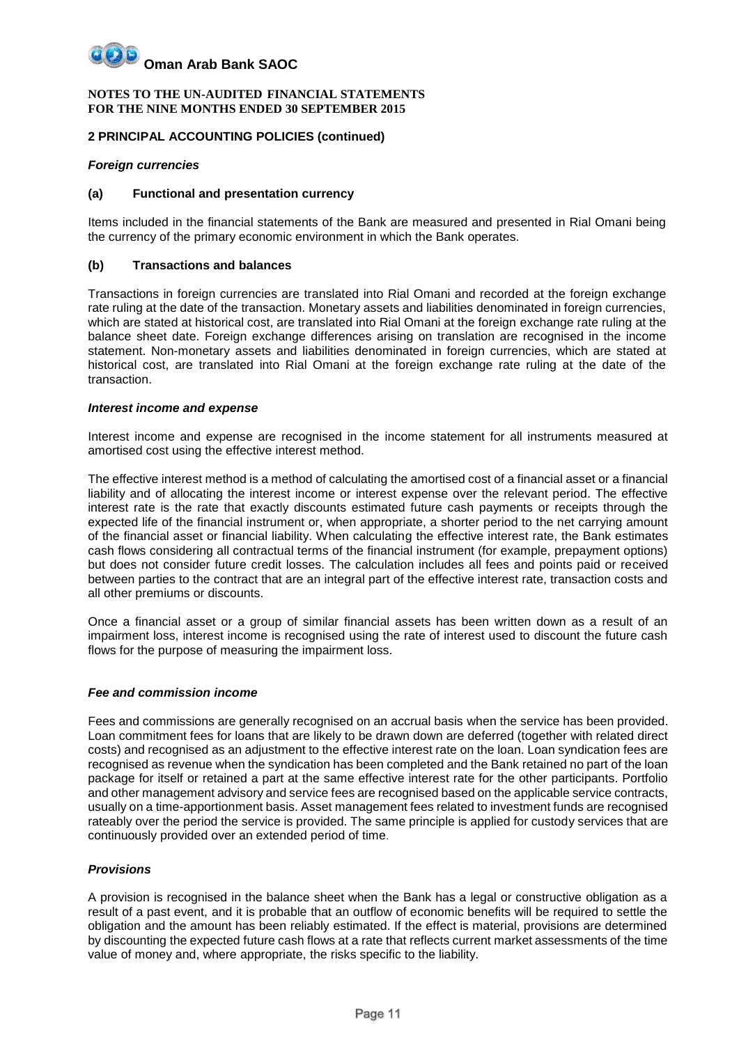**NOTES TO THE UN-AUDITED FINANCIAL STATEMENTS**
**FOR THE NINE MONTHS ENDED 30 SEPTEMBER 2015**

## 2 PRINCIPAL ACCOUNTING POLICIES (continued)

***Foreign currencies***

**(a) Functional and presentation currency**

Items included in the financial statements of the Bank are measured and presented in Rial Omani being the currency of the primary economic environment in which the Bank operates.

**(b) Transactions and balances**

Transactions in foreign currencies are translated into Rial Omani and recorded at the foreign exchange rate ruling at the date of the transaction. Monetary assets and liabilities denominated in foreign currencies, which are stated at historical cost, are translated into Rial Omani at the foreign exchange rate ruling at the balance sheet date. Foreign exchange differences arising on translation are recognised in the income statement. Non-monetary assets and liabilities denominated in foreign currencies, which are stated at historical cost, are translated into Rial Omani at the foreign exchange rate ruling at the date of the transaction.

***Interest income and expense***

Interest income and expense are recognised in the income statement for all instruments measured at amortised cost using the effective interest method.

The effective interest method is a method of calculating the amortised cost of a financial asset or a financial liability and of allocating the interest income or interest expense over the relevant period. The effective interest rate is the rate that exactly discounts estimated future cash payments or receipts through the expected life of the financial instrument or, when appropriate, a shorter period to the net carrying amount of the financial asset or financial liability. When calculating the effective interest rate, the Bank estimates cash flows considering all contractual terms of the financial instrument (for example, prepayment options) but does not consider future credit losses. The calculation includes all fees and points paid or received between parties to the contract that are an integral part of the effective interest rate, transaction costs and all other premiums or discounts.

Once a financial asset or a group of similar financial assets has been written down as a result of an impairment loss, interest income is recognised using the rate of interest used to discount the future cash flows for the purpose of measuring the impairment loss.

***Fee and commission income***

Fees and commissions are generally recognised on an accrual basis when the service has been provided. Loan commitment fees for loans that are likely to be drawn down are deferred (together with related direct costs) and recognised as an adjustment to the effective interest rate on the loan. Loan syndication fees are recognised as revenue when the syndication has been completed and the Bank retained no part of the loan package for itself or retained a part at the same effective interest rate for the other participants. Portfolio and other management advisory and service fees are recognised based on the applicable service contracts, usually on a time-apportionment basis. Asset management fees related to investment funds are recognised rateably over the period the service is provided. The same principle is applied for custody services that are continuously provided over an extended period of time.

***Provisions***

A provision is recognised in the balance sheet when the Bank has a legal or constructive obligation as a result of a past event, and it is probable that an outflow of economic benefits will be required to settle the obligation and the amount has been reliably estimated. If the effect is material, provisions are determined by discounting the expected future cash flows at a rate that reflects current market assessments of the time value of money and, where appropriate, the risks specific to the liability.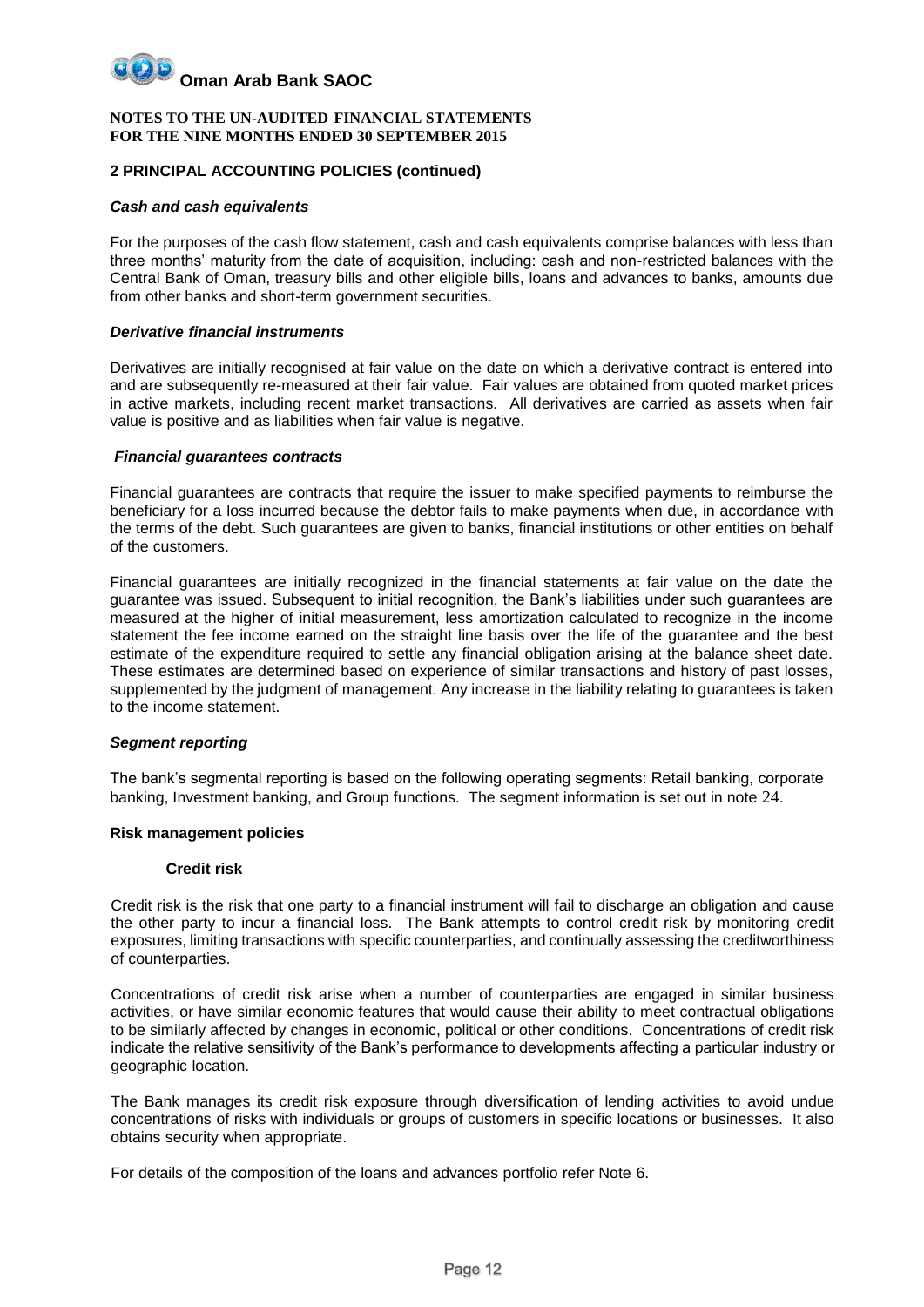## 2 PRINCIPAL ACCOUNTING POLICIES (continued)

### *Cash and cash equivalents*

For the purposes of the cash flow statement, cash and cash equivalents comprise balances with less than three months' maturity from the date of acquisition, including: cash and non-restricted balances with the Central Bank of Oman, treasury bills and other eligible bills, loans and advances to banks, amounts due from other banks and short-term government securities.

### *Derivative financial instruments*

Derivatives are initially recognised at fair value on the date on which a derivative contract is entered into and are subsequently re-measured at their fair value. Fair values are obtained from quoted market prices in active markets, including recent market transactions. All derivatives are carried as assets when fair value is positive and as liabilities when fair value is negative.

### *Financial guarantees contracts*

Financial guarantees are contracts that require the issuer to make specified payments to reimburse the beneficiary for a loss incurred because the debtor fails to make payments when due, in accordance with the terms of the debt. Such guarantees are given to banks, financial institutions or other entities on behalf of the customers.

Financial guarantees are initially recognized in the financial statements at fair value on the date the guarantee was issued. Subsequent to initial recognition, the Bank's liabilities under such guarantees are measured at the higher of initial measurement, less amortization calculated to recognize in the income statement the fee income earned on the straight line basis over the life of the guarantee and the best estimate of the expenditure required to settle any financial obligation arising at the balance sheet date. These estimates are determined based on experience of similar transactions and history of past losses, supplemented by the judgment of management. Any increase in the liability relating to guarantees is taken to the income statement.

### *Segment reporting*

The bank's segmental reporting is based on the following operating segments: Retail banking, corporate banking, Investment banking, and Group functions. The segment information is set out in note 24.

### Risk management policies

#### Credit risk

Credit risk is the risk that one party to a financial instrument will fail to discharge an obligation and cause the other party to incur a financial loss. The Bank attempts to control credit risk by monitoring credit exposures, limiting transactions with specific counterparties, and continually assessing the creditworthiness of counterparties.

Concentrations of credit risk arise when a number of counterparties are engaged in similar business activities, or have similar economic features that would cause their ability to meet contractual obligations to be similarly affected by changes in economic, political or other conditions. Concentrations of credit risk indicate the relative sensitivity of the Bank's performance to developments affecting a particular industry or geographic location.

The Bank manages its credit risk exposure through diversification of lending activities to avoid undue concentrations of risks with individuals or groups of customers in specific locations or businesses. It also obtains security when appropriate.

For details of the composition of the loans and advances portfolio refer Note 6.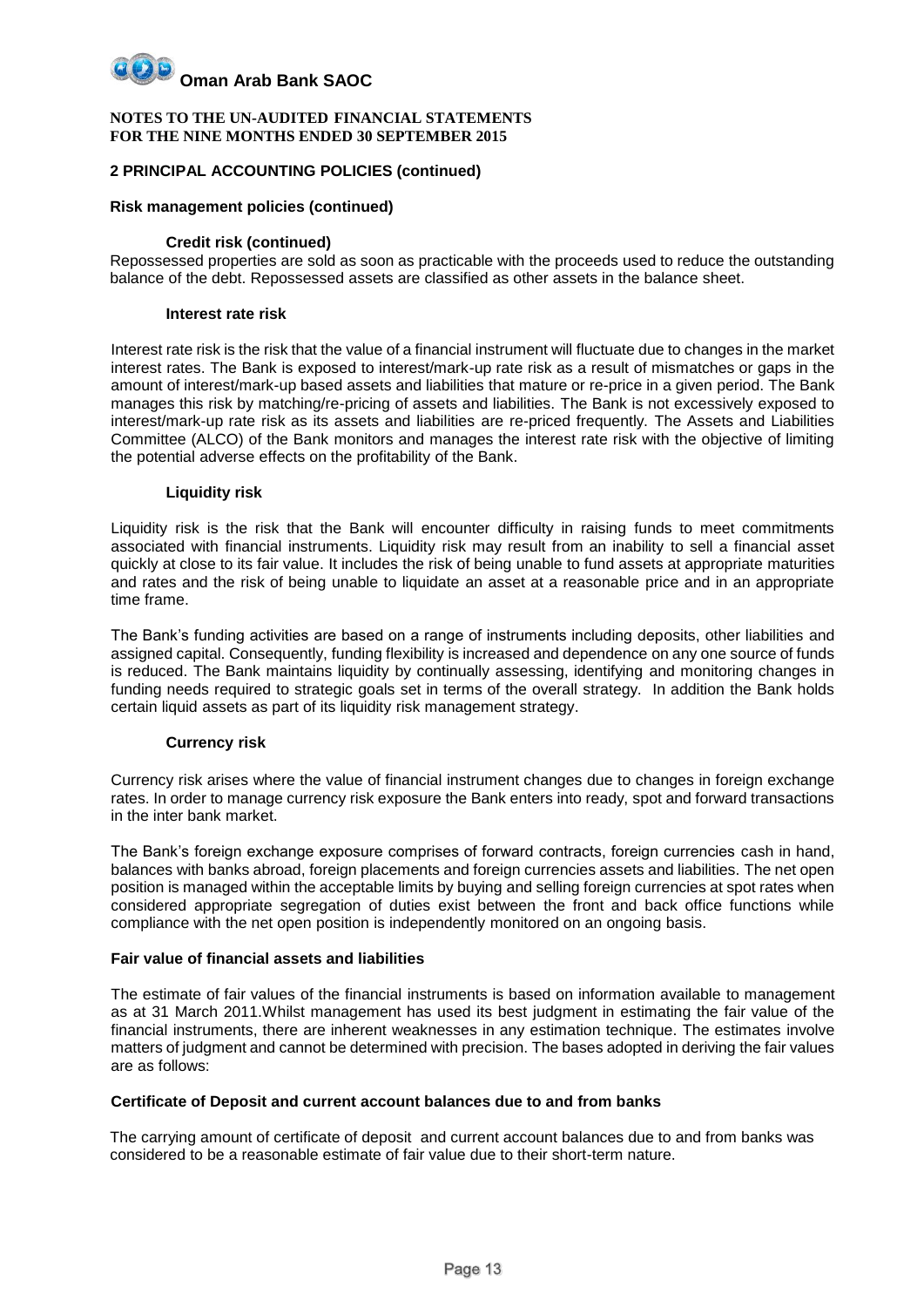**Oman Arab Bank SAOC**

**NOTES TO THE UN-AUDITED FINANCIAL STATEMENTS**
**FOR THE NINE MONTHS ENDED 30 SEPTEMBER 2015**

## 2 PRINCIPAL ACCOUNTING POLICIES (continued)

### Risk management policies (continued)

#### Credit risk (continued)

Repossessed properties are sold as soon as practicable with the proceeds used to reduce the outstanding balance of the debt. Repossessed assets are classified as other assets in the balance sheet.

#### Interest rate risk

Interest rate risk is the risk that the value of a financial instrument will fluctuate due to changes in the market interest rates. The Bank is exposed to interest/mark-up rate risk as a result of mismatches or gaps in the amount of interest/mark-up based assets and liabilities that mature or re-price in a given period. The Bank manages this risk by matching/re-pricing of assets and liabilities. The Bank is not excessively exposed to interest/mark-up rate risk as its assets and liabilities are re-priced frequently. The Assets and Liabilities Committee (ALCO) of the Bank monitors and manages the interest rate risk with the objective of limiting the potential adverse effects on the profitability of the Bank.

#### Liquidity risk

Liquidity risk is the risk that the Bank will encounter difficulty in raising funds to meet commitments associated with financial instruments. Liquidity risk may result from an inability to sell a financial asset quickly at close to its fair value. It includes the risk of being unable to fund assets at appropriate maturities and rates and the risk of being unable to liquidate an asset at a reasonable price and in an appropriate time frame.

The Bank's funding activities are based on a range of instruments including deposits, other liabilities and assigned capital. Consequently, funding flexibility is increased and dependence on any one source of funds is reduced. The Bank maintains liquidity by continually assessing, identifying and monitoring changes in funding needs required to strategic goals set in terms of the overall strategy. In addition the Bank holds certain liquid assets as part of its liquidity risk management strategy.

#### Currency risk

Currency risk arises where the value of financial instrument changes due to changes in foreign exchange rates. In order to manage currency risk exposure the Bank enters into ready, spot and forward transactions in the inter bank market.

The Bank's foreign exchange exposure comprises of forward contracts, foreign currencies cash in hand, balances with banks abroad, foreign placements and foreign currencies assets and liabilities. The net open position is managed within the acceptable limits by buying and selling foreign currencies at spot rates when considered appropriate segregation of duties exist between the front and back office functions while compliance with the net open position is independently monitored on an ongoing basis.

### Fair value of financial assets and liabilities

The estimate of fair values of the financial instruments is based on information available to management as at 31 March 2011.Whilst management has used its best judgment in estimating the fair value of the financial instruments, there are inherent weaknesses in any estimation technique. The estimates involve matters of judgment and cannot be determined with precision. The bases adopted in deriving the fair values are as follows:

### Certificate of Deposit and current account balances due to and from banks

The carrying amount of certificate of deposit and current account balances due to and from banks was considered to be a reasonable estimate of fair value due to their short-term nature.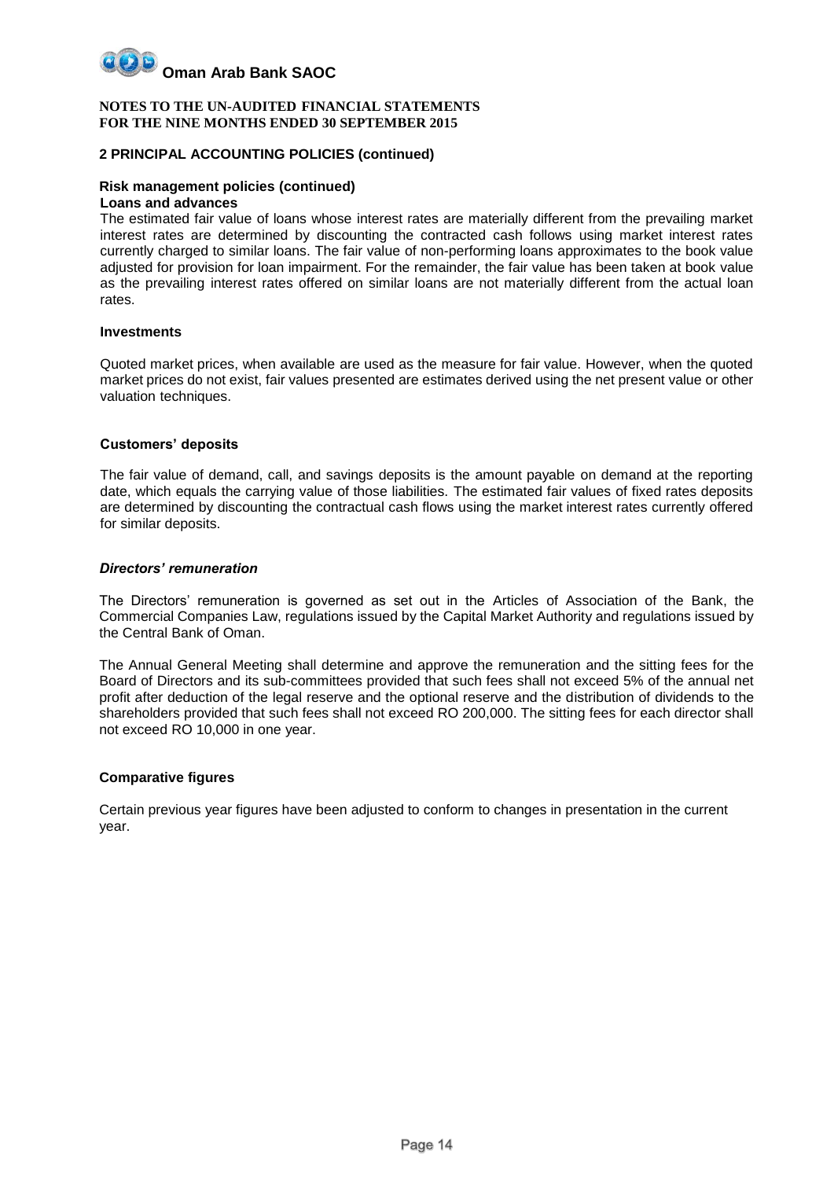**NOTES TO THE UN-AUDITED FINANCIAL STATEMENTS**
**FOR THE NINE MONTHS ENDED 30 SEPTEMBER 2015**

## 2 PRINCIPAL ACCOUNTING POLICIES (continued)

### Risk management policies (continued)

**Loans and advances**

The estimated fair value of loans whose interest rates are materially different from the prevailing market interest rates are determined by discounting the contracted cash follows using market interest rates currently charged to similar loans. The fair value of non-performing loans approximates to the book value adjusted for provision for loan impairment. For the remainder, the fair value has been taken at book value as the prevailing interest rates offered on similar loans are not materially different from the actual loan rates.

**Investments**

Quoted market prices, when available are used as the measure for fair value. However, when the quoted market prices do not exist, fair values presented are estimates derived using the net present value or other valuation techniques.

**Customers' deposits**

The fair value of demand, call, and savings deposits is the amount payable on demand at the reporting date, which equals the carrying value of those liabilities. The estimated fair values of fixed rates deposits are determined by discounting the contractual cash flows using the market interest rates currently offered for similar deposits.

***Directors' remuneration***

The Directors' remuneration is governed as set out in the Articles of Association of the Bank, the Commercial Companies Law, regulations issued by the Capital Market Authority and regulations issued by the Central Bank of Oman.

The Annual General Meeting shall determine and approve the remuneration and the sitting fees for the Board of Directors and its sub-committees provided that such fees shall not exceed 5% of the annual net profit after deduction of the legal reserve and the optional reserve and the distribution of dividends to the shareholders provided that such fees shall not exceed RO 200,000. The sitting fees for each director shall not exceed RO 10,000 in one year.

**Comparative figures**

Certain previous year figures have been adjusted to conform to changes in presentation in the current year.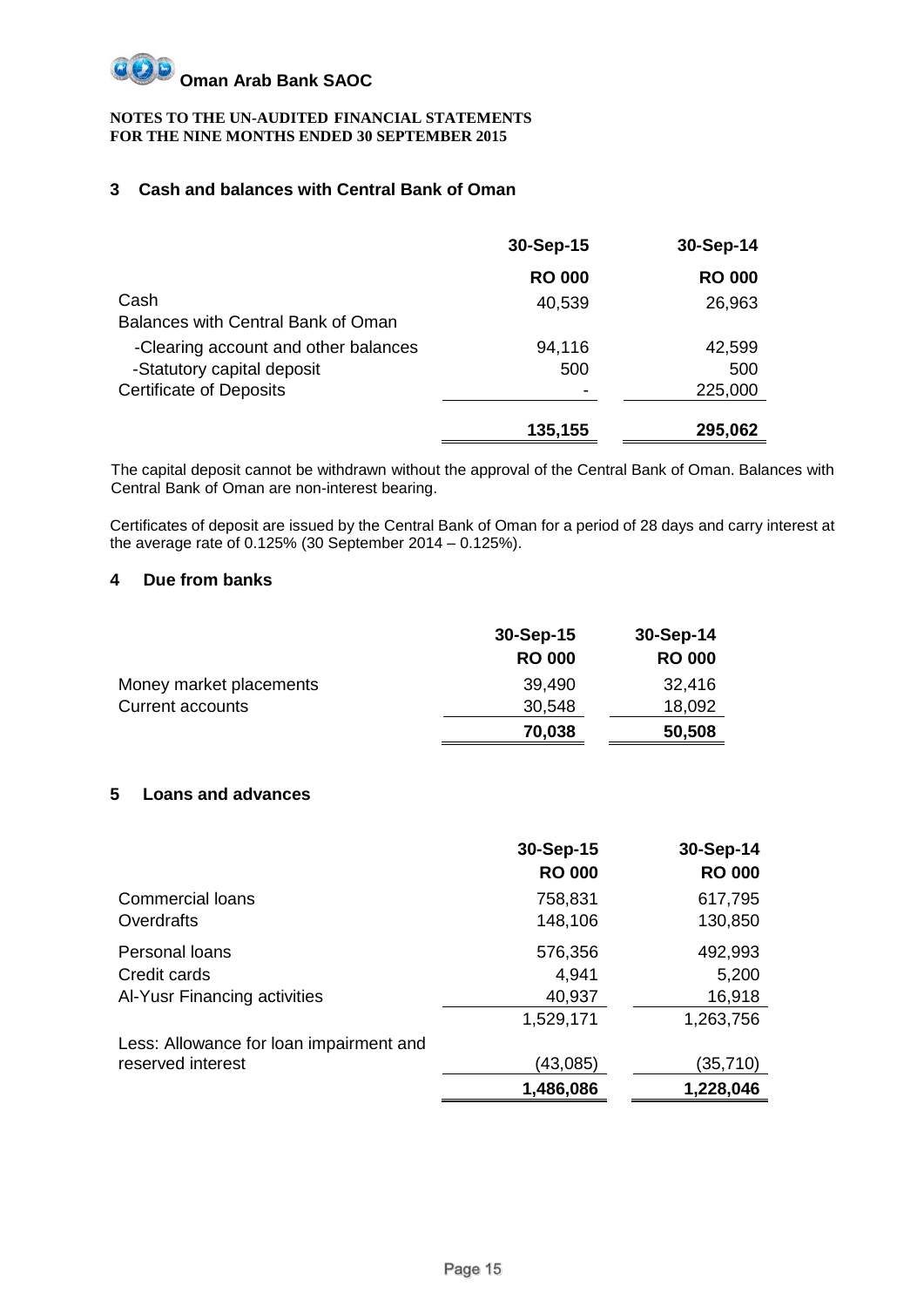# Oman Arab Bank SAOC

**NOTES TO THE UN-AUDITED FINANCIAL STATEMENTS**
**FOR THE NINE MONTHS ENDED 30 SEPTEMBER 2015**

## 3 Cash and balances with Central Bank of Oman

| | 30-Sep-15 | 30-Sep-14 |
|---|---|---|
| | RO 000 | RO 000 |
| Cash | 40,539 | 26,963 |
| Balances with Central Bank of Oman | | |
| -Clearing account and other balances | 94,116 | 42,599 |
| -Statutory capital deposit | 500 | 500 |
| Certificate of Deposits | - | 225,000 |
| | **135,155** | **295,062** |

The capital deposit cannot be withdrawn without the approval of the Central Bank of Oman. Balances with Central Bank of Oman are non-interest bearing.

Certificates of deposit are issued by the Central Bank of Oman for a period of 28 days and carry interest at the average rate of 0.125% (30 September 2014 – 0.125%).

## 4 Due from banks

| | 30-Sep-15 | 30-Sep-14 |
|---|---|---|
| | RO 000 | RO 000 |
| Money market placements | 39,490 | 32,416 |
| Current accounts | 30,548 | 18,092 |
| | **70,038** | **50,508** |

## 5 Loans and advances

| | 30-Sep-15 | 30-Sep-14 |
|---|---|---|
| | RO 000 | RO 000 |
| Commercial loans | 758,831 | 617,795 |
| Overdrafts | 148,106 | 130,850 |
| Personal loans | 576,356 | 492,993 |
| Credit cards | 4,941 | 5,200 |
| Al-Yusr Financing activities | 40,937 | 16,918 |
| | 1,529,171 | 1,263,756 |
| Less: Allowance for loan impairment and reserved interest | (43,085) | (35,710) |
| | **1,486,086** | **1,228,046** |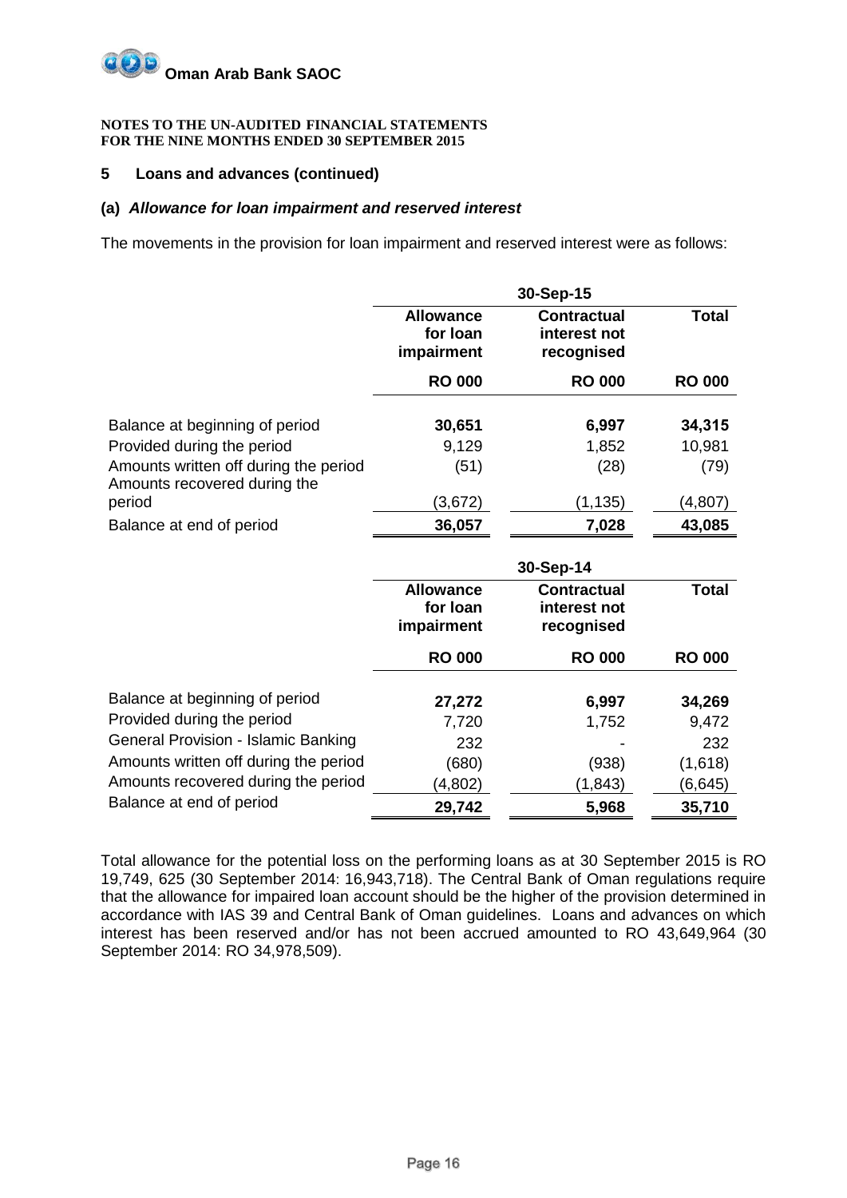**Oman Arab Bank SAOC**

**NOTES TO THE UN-AUDITED FINANCIAL STATEMENTS**
**FOR THE NINE MONTHS ENDED 30 SEPTEMBER 2015**

## 5 Loans and advances (continued)

### (a) *Allowance for loan impairment and reserved interest*

The movements in the provision for loan impairment and reserved interest were as follows:

| | 30-Sep-15 | | |
|---|---|---|---|
| | **Allowance for loan impairment** | **Contractual interest not recognised** | **Total** |
| | **RO 000** | **RO 000** | **RO 000** |
| Balance at beginning of period | **30,651** | **6,997** | **34,315** |
| Provided during the period | 9,129 | 1,852 | 10,981 |
| Amounts written off during the period | (51) | (28) | (79) |
| Amounts recovered during the period | (3,672) | (1,135) | (4,807) |
| Balance at end of period | **36,057** | **7,028** | **43,085** |

| | 30-Sep-14 | | |
|---|---|---|---|
| | **Allowance for loan impairment** | **Contractual interest not recognised** | **Total** |
| | **RO 000** | **RO 000** | **RO 000** |
| Balance at beginning of period | **27,272** | **6,997** | **34,269** |
| Provided during the period | 7,720 | 1,752 | 9,472 |
| General Provision - Islamic Banking | 232 | - | 232 |
| Amounts written off during the period | (680) | (938) | (1,618) |
| Amounts recovered during the period | (4,802) | (1,843) | (6,645) |
| Balance at end of period | **29,742** | **5,968** | **35,710** |

Total allowance for the potential loss on the performing loans as at 30 September 2015 is RO 19,749, 625 (30 September 2014: 16,943,718). The Central Bank of Oman regulations require that the allowance for impaired loan account should be the higher of the provision determined in accordance with IAS 39 and Central Bank of Oman guidelines. Loans and advances on which interest has been reserved and/or has not been accrued amounted to RO 43,649,964 (30 September 2014: RO 34,978,509).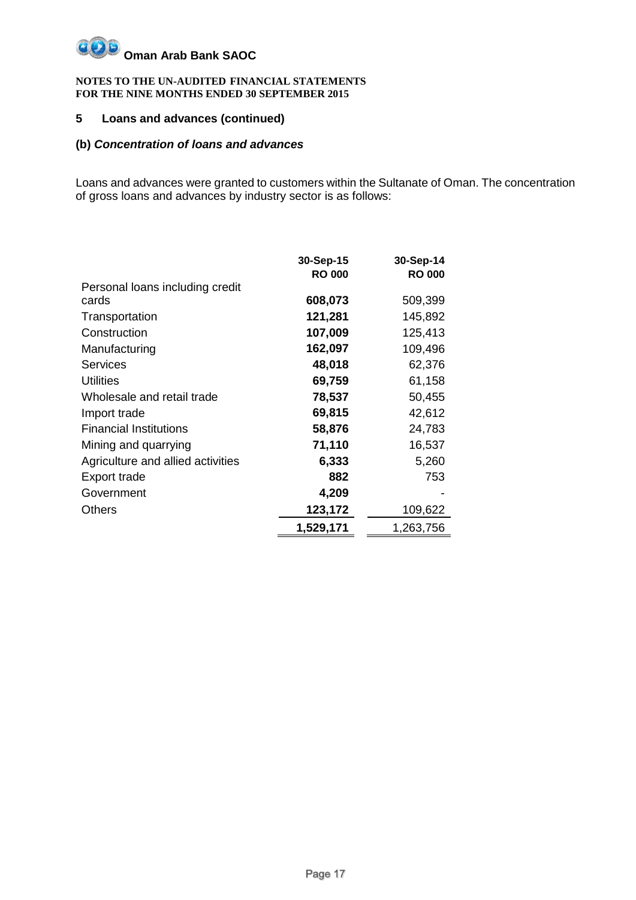**Oman Arab Bank SAOC**

**NOTES TO THE UN-AUDITED FINANCIAL STATEMENTS**
**FOR THE NINE MONTHS ENDED 30 SEPTEMBER 2015**

## 5 Loans and advances (continued)

### (b) *Concentration of loans and advances*

Loans and advances were granted to customers within the Sultanate of Oman. The concentration of gross loans and advances by industry sector is as follows:

| | 30-Sep-15 RO 000 | 30-Sep-14 RO 000 |
|---|---|---|
| Personal loans including credit cards | **608,073** | 509,399 |
| Transportation | **121,281** | 145,892 |
| Construction | **107,009** | 125,413 |
| Manufacturing | **162,097** | 109,496 |
| Services | **48,018** | 62,376 |
| Utilities | **69,759** | 61,158 |
| Wholesale and retail trade | **78,537** | 50,455 |
| Import trade | **69,815** | 42,612 |
| Financial Institutions | **58,876** | 24,783 |
| Mining and quarrying | **71,110** | 16,537 |
| Agriculture and allied activities | **6,333** | 5,260 |
| Export trade | **882** | 753 |
| Government | **4,209** | - |
| Others | **123,172** | 109,622 |
| | **1,529,171** | 1,263,756 |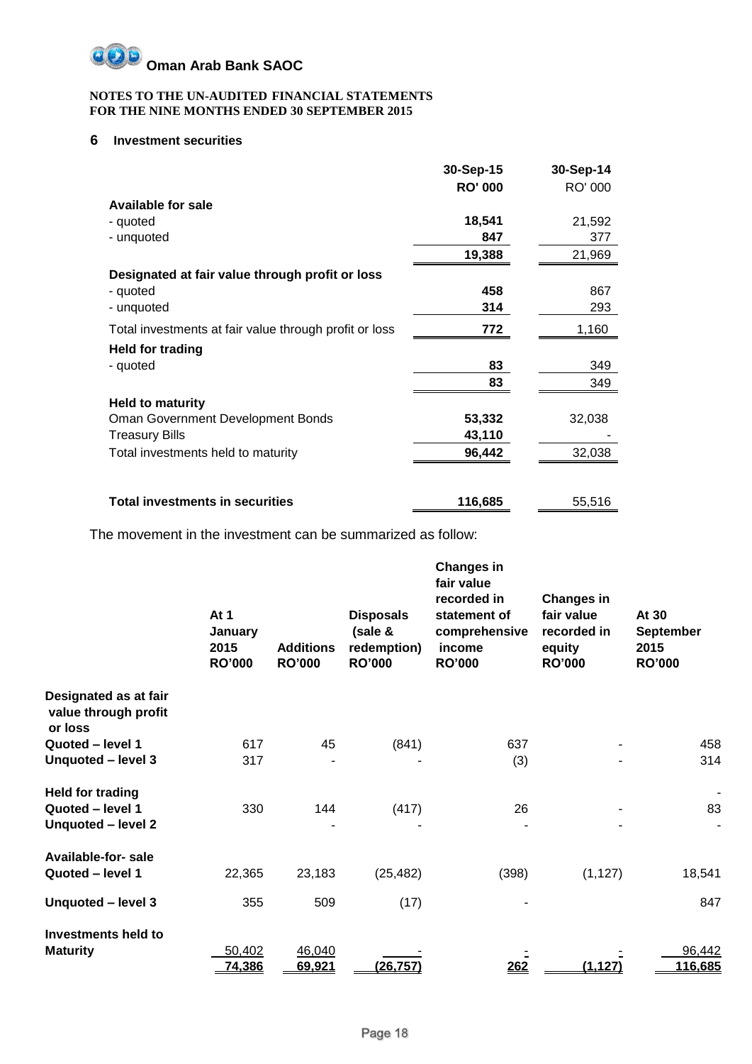**Oman Arab Bank SAOC**

**NOTES TO THE UN-AUDITED FINANCIAL STATEMENTS**
**FOR THE NINE MONTHS ENDED 30 SEPTEMBER 2015**

## 6 Investment securities

| | 30-Sep-15 | 30-Sep-14 |
|---|---|---|
| | **RO' 000** | RO' 000 |
| **Available for sale** | | |
| - quoted | **18,541** | 21,592 |
| - unquoted | **847** | 377 |
| | **19,388** | 21,969 |
| **Designated at fair value through profit or loss** | | |
| - quoted | **458** | 867 |
| - unquoted | **314** | 293 |
| Total investments at fair value through profit or loss | **772** | 1,160 |
| **Held for trading** | | |
| - quoted | **83** | 349 |
| | **83** | 349 |
| **Held to maturity** | | |
| Oman Government Development Bonds | **53,332** | 32,038 |
| Treasury Bills | **43,110** | - |
| Total investments held to maturity | **96,442** | 32,038 |
| **Total investments in securities** | **116,685** | 55,516 |

The movement in the investment can be summarized as follow:

| | At 1 January 2015 RO'000 | Additions RO'000 | Disposals (sale & redemption) RO'000 | Changes in fair value recorded in statement of comprehensive income RO'000 | Changes in fair value recorded in equity RO'000 | At 30 September 2015 RO'000 |
|---|---|---|---|---|---|---|
| **Designated as at fair value through profit or loss** | | | | | | |
| **Quoted – level 1** | 617 | 45 | (841) | 637 | - | 458 |
| **Unquoted – level 3** | 317 | - | - | (3) | - | 314 |
| **Held for trading** | | | | | | - |
| **Quoted – level 1** | 330 | 144 | (417) | 26 | - | 83 |
| **Unquoted – level 2** | | - | - | - | - | - |
| **Available-for- sale** | | | | | | |
| **Quoted – level 1** | 22,365 | 23,183 | (25,482) | (398) | (1,127) | 18,541 |
| **Unquoted – level 3** | 355 | 509 | (17) | - | | 847 |
| **Investments held to Maturity** | 50,402 | 46,040 | - | - | - | 96,442 |
| | **74,386** | **69,921** | **(26,757)** | **262** | **(1,127)** | **116,685** |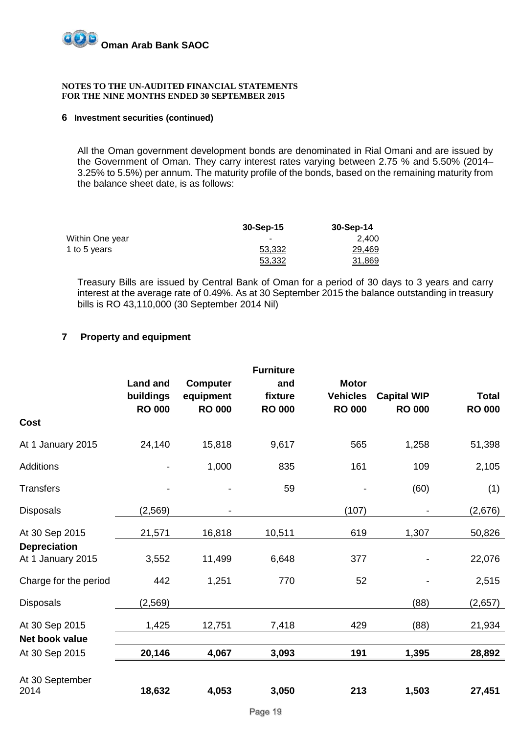**Oman Arab Bank SAOC**

**NOTES TO THE UN-AUDITED FINANCIAL STATEMENTS**
**FOR THE NINE MONTHS ENDED 30 SEPTEMBER 2015**

## 6 Investment securities (continued)

All the Oman government development bonds are denominated in Rial Omani and are issued by the Government of Oman. They carry interest rates varying between 2.75 % and 5.50% (2014– 3.25% to 5.5%) per annum. The maturity profile of the bonds, based on the remaining maturity from the balance sheet date, is as follows:

| | 30-Sep-15 | 30-Sep-14 |
|---|---|---|
| Within One year | - | 2,400 |
| 1 to 5 years | 53,332 | 29,469 |
| | 53,332 | 31,869 |

Treasury Bills are issued by Central Bank of Oman for a period of 30 days to 3 years and carry interest at the average rate of 0.49%. As at 30 September 2015 the balance outstanding in treasury bills is RO 43,110,000 (30 September 2014 Nil)

## 7 Property and equipment

| | Land and buildings RO 000 | Computer equipment RO 000 | Furniture and fixture RO 000 | Motor Vehicles RO 000 | Capital WIP RO 000 | Total RO 000 |
|---|---|---|---|---|---|---|
| **Cost** | | | | | | |
| At 1 January 2015 | 24,140 | 15,818 | 9,617 | 565 | 1,258 | 51,398 |
| Additions | - | 1,000 | 835 | 161 | 109 | 2,105 |
| Transfers | - | - | 59 | - | (60) | (1) |
| Disposals | (2,569) | - | | (107) | - | (2,676) |
| At 30 Sep 2015 | 21,571 | 16,818 | 10,511 | 619 | 1,307 | 50,826 |
| **Depreciation** | | | | | | |
| At 1 January 2015 | 3,552 | 11,499 | 6,648 | 377 | - | 22,076 |
| Charge for the period | 442 | 1,251 | 770 | 52 | - | 2,515 |
| Disposals | (2,569) | | | | (88) | (2,657) |
| At 30 Sep 2015 | 1,425 | 12,751 | 7,418 | 429 | (88) | 21,934 |
| **Net book value** | | | | | | |
| At 30 Sep 2015 | **20,146** | **4,067** | **3,093** | **191** | **1,395** | **28,892** |
| At 30 September 2014 | **18,632** | **4,053** | **3,050** | **213** | **1,503** | **27,451** |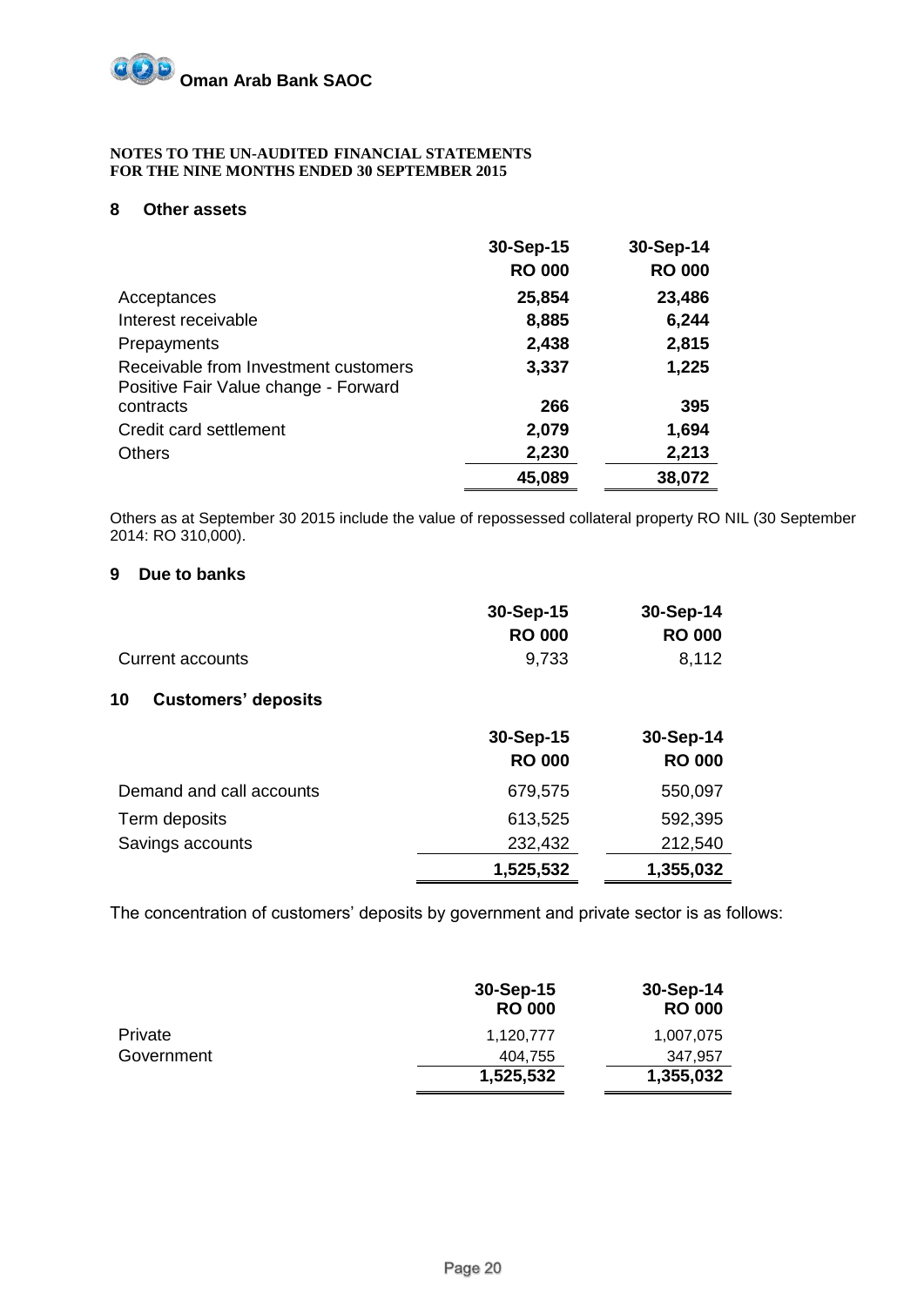**NOTES TO THE UN-AUDITED FINANCIAL STATEMENTS**
**FOR THE NINE MONTHS ENDED 30 SEPTEMBER 2015**

## 8 Other assets

| | 30-Sep-15 | 30-Sep-14 |
|---|---|---|
| | RO 000 | RO 000 |
| Acceptances | 25,854 | 23,486 |
| Interest receivable | 8,885 | 6,244 |
| Prepayments | 2,438 | 2,815 |
| Receivable from Investment customers | 3,337 | 1,225 |
| Positive Fair Value change - Forward contracts | 266 | 395 |
| Credit card settlement | 2,079 | 1,694 |
| Others | 2,230 | 2,213 |
| | **45,089** | **38,072** |

Others as at September 30 2015 include the value of repossessed collateral property RO NIL (30 September 2014: RO 310,000).

## 9 Due to banks

| | 30-Sep-15 | 30-Sep-14 |
|---|---|---|
| | RO 000 | RO 000 |
| Current accounts | 9,733 | 8,112 |

## 10 Customers' deposits

| | 30-Sep-15 | 30-Sep-14 |
|---|---|---|
| | RO 000 | RO 000 |
| Demand and call accounts | 679,575 | 550,097 |
| Term deposits | 613,525 | 592,395 |
| Savings accounts | 232,432 | 212,540 |
| | **1,525,532** | **1,355,032** |

The concentration of customers' deposits by government and private sector is as follows:

| | 30-Sep-15 | 30-Sep-14 |
|---|---|---|
| | RO 000 | RO 000 |
| Private | 1,120,777 | 1,007,075 |
| Government | 404,755 | 347,957 |
| | **1,525,532** | **1,355,032** |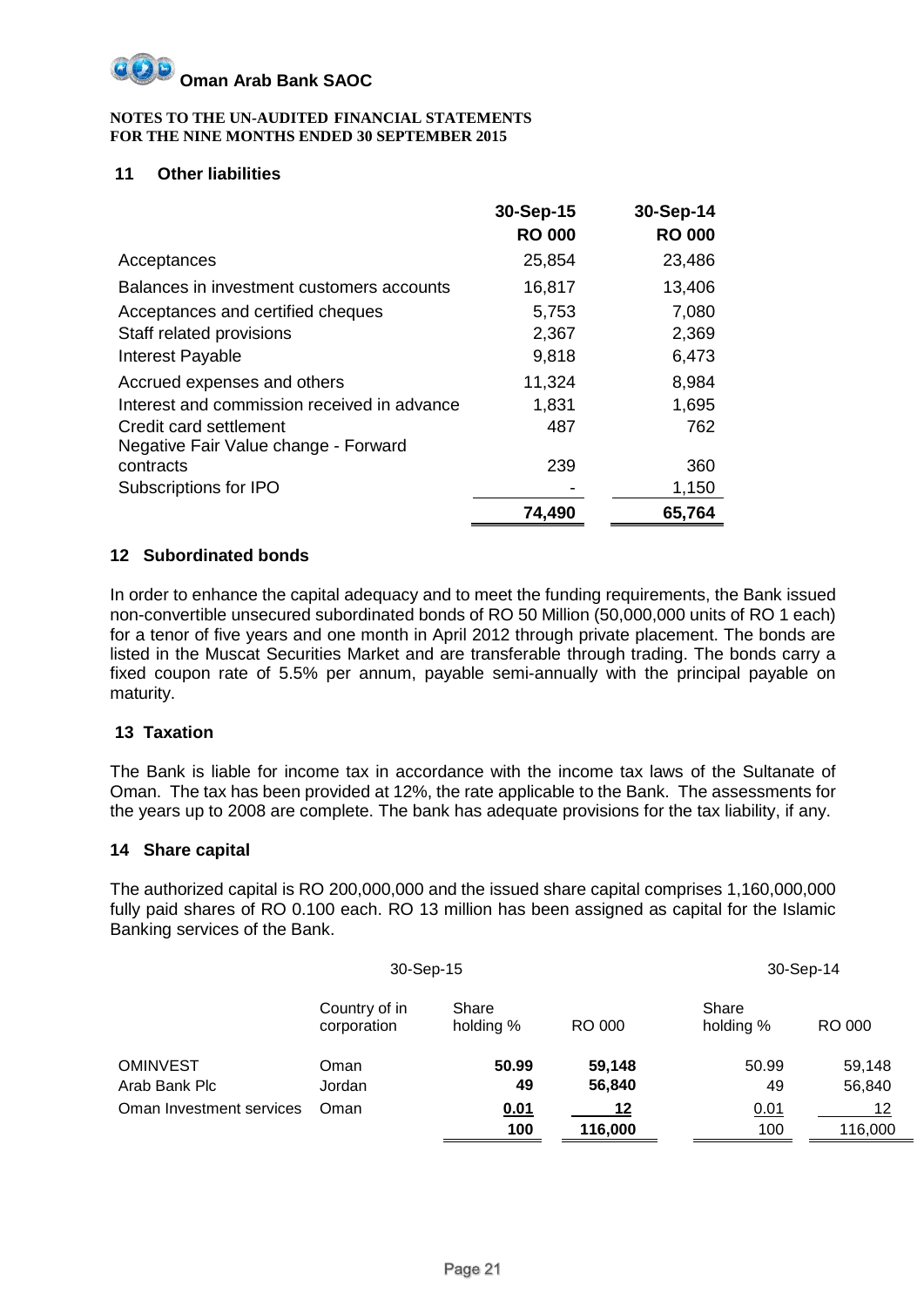**Oman Arab Bank SAOC**

**NOTES TO THE UN-AUDITED FINANCIAL STATEMENTS**
**FOR THE NINE MONTHS ENDED 30 SEPTEMBER 2015**

## 11 Other liabilities

| | 30-Sep-15 RO 000 | 30-Sep-14 RO 000 |
|---|---|---|
| Acceptances | 25,854 | 23,486 |
| Balances in investment customers accounts | 16,817 | 13,406 |
| Acceptances and certified cheques | 5,753 | 7,080 |
| Staff related provisions | 2,367 | 2,369 |
| Interest Payable | 9,818 | 6,473 |
| Accrued expenses and others | 11,324 | 8,984 |
| Interest and commission received in advance | 1,831 | 1,695 |
| Credit card settlement | 487 | 762 |
| Negative Fair Value change - Forward contracts | 239 | 360 |
| Subscriptions for IPO | - | 1,150 |
| | **74,490** | **65,764** |

## 12 Subordinated bonds

In order to enhance the capital adequacy and to meet the funding requirements, the Bank issued non-convertible unsecured subordinated bonds of RO 50 Million (50,000,000 units of RO 1 each) for a tenor of five years and one month in April 2012 through private placement. The bonds are listed in the Muscat Securities Market and are transferable through trading. The bonds carry a fixed coupon rate of 5.5% per annum, payable semi-annually with the principal payable on maturity.

## 13 Taxation

The Bank is liable for income tax in accordance with the income tax laws of the Sultanate of Oman. The tax has been provided at 12%, the rate applicable to the Bank. The assessments for the years up to 2008 are complete. The bank has adequate provisions for the tax liability, if any.

## 14 Share capital

The authorized capital is RO 200,000,000 and the issued share capital comprises 1,160,000,000 fully paid shares of RO 0.100 each. RO 13 million has been assigned as capital for the Islamic Banking services of the Bank.

| | 30-Sep-15 | | | 30-Sep-14 | |
|---|---|---|---|---|---|
| | Country of in corporation | Share holding % | RO 000 | Share holding % | RO 000 |
| OMINVEST | Oman | **50.99** | **59,148** | 50.99 | 59,148 |
| Arab Bank Plc | Jordan | **49** | **56,840** | 49 | 56,840 |
| Oman Investment services | Oman | **0.01** | **12** | 0.01 | 12 |
| | | **100** | **116,000** | 100 | 116,000 |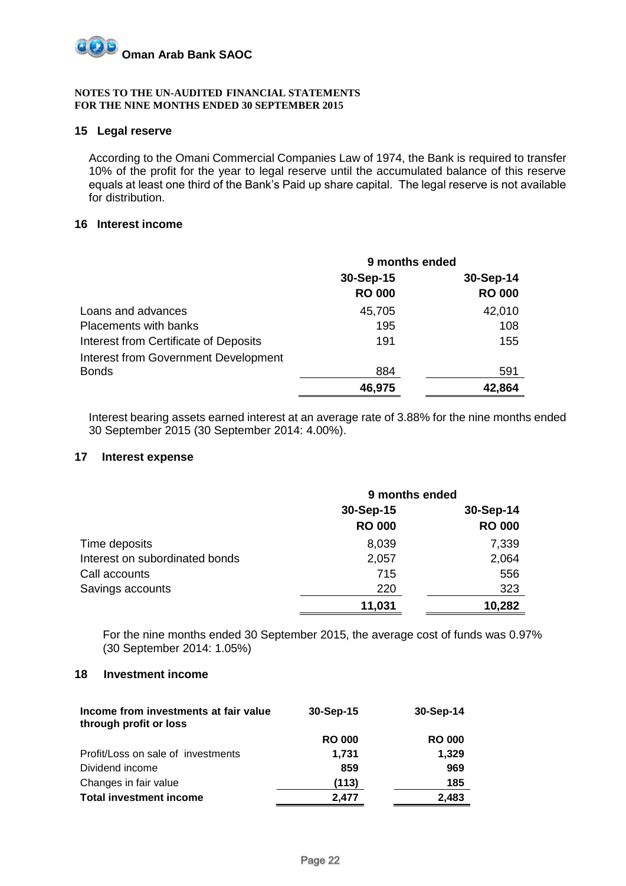**Oman Arab Bank SAOC**

**NOTES TO THE UN-AUDITED FINANCIAL STATEMENTS**
**FOR THE NINE MONTHS ENDED 30 SEPTEMBER 2015**

## 15 Legal reserve

According to the Omani Commercial Companies Law of 1974, the Bank is required to transfer 10% of the profit for the year to legal reserve until the accumulated balance of this reserve equals at least one third of the Bank's Paid up share capital. The legal reserve is not available for distribution.

## 16 Interest income

| | 9 months ended | |
|---|---|---|
| | 30-Sep-15 | 30-Sep-14 |
| | RO 000 | RO 000 |
| Loans and advances | 45,705 | 42,010 |
| Placements with banks | 195 | 108 |
| Interest from Certificate of Deposits | 191 | 155 |
| Interest from Government Development Bonds | 884 | 591 |
| | **46,975** | **42,864** |

Interest bearing assets earned interest at an average rate of 3.88% for the nine months ended 30 September 2015 (30 September 2014: 4.00%).

## 17 Interest expense

| | 9 months ended | |
|---|---|---|
| | 30-Sep-15 | 30-Sep-14 |
| | RO 000 | RO 000 |
| Time deposits | 8,039 | 7,339 |
| Interest on subordinated bonds | 2,057 | 2,064 |
| Call accounts | 715 | 556 |
| Savings accounts | 220 | 323 |
| | **11,031** | **10,282** |

For the nine months ended 30 September 2015, the average cost of funds was 0.97% (30 September 2014: 1.05%)

## 18 Investment income

| Income from investments at fair value through profit or loss | 30-Sep-15 | 30-Sep-14 |
|---|---|---|
| | RO 000 | RO 000 |
| Profit/Loss on sale of investments | 1,731 | 1,329 |
| Dividend income | 859 | 969 |
| Changes in fair value | (113) | 185 |
| **Total investment income** | **2,477** | **2,483** |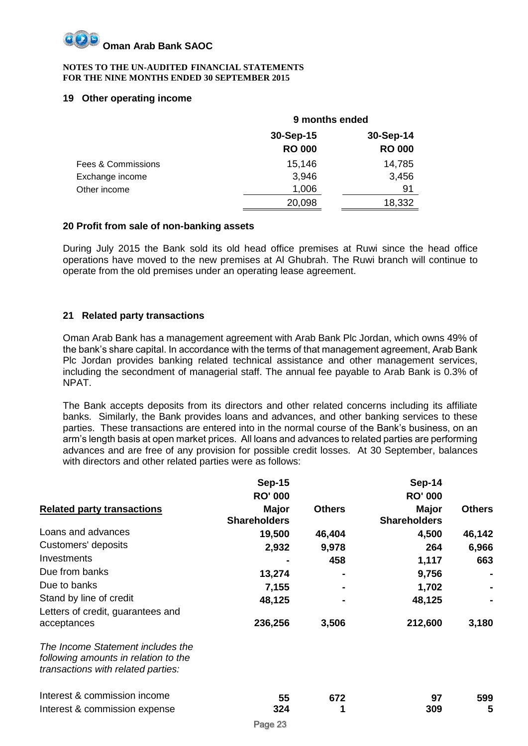# Oman Arab Bank SAOC

**NOTES TO THE UN-AUDITED FINANCIAL STATEMENTS**
**FOR THE NINE MONTHS ENDED 30 SEPTEMBER 2015**

## 19 Other operating income

| | 9 months ended | |
|---|---|---|
| | 30-Sep-15 | 30-Sep-14 |
| | RO 000 | RO 000 |
| Fees & Commissions | 15,146 | 14,785 |
| Exchange income | 3,946 | 3,456 |
| Other income | 1,006 | 91 |
| | 20,098 | 18,332 |

## 20 Profit from sale of non-banking assets

During July 2015 the Bank sold its old head office premises at Ruwi since the head office operations have moved to the new premises at Al Ghubrah. The Ruwi branch will continue to operate from the old premises under an operating lease agreement.

## 21 Related party transactions

Oman Arab Bank has a management agreement with Arab Bank Plc Jordan, which owns 49% of the bank's share capital. In accordance with the terms of that management agreement, Arab Bank Plc Jordan provides banking related technical assistance and other management services, including the secondment of managerial staff. The annual fee payable to Arab Bank is 0.3% of NPAT.

The Bank accepts deposits from its directors and other related concerns including its affiliate banks. Similarly, the Bank provides loans and advances, and other banking services to these parties. These transactions are entered into in the normal course of the Bank's business, on an arm's length basis at open market prices. All loans and advances to related parties are performing advances and are free of any provision for possible credit losses. At 30 September, balances with directors and other related parties were as follows:

| | Sep-15 | | Sep-14 | |
|---|---|---|---|---|
| | RO' 000 | | RO' 000 | |
| **Related party transactions** | **Major Shareholders** | **Others** | **Major Shareholders** | **Others** |
| Loans and advances | 19,500 | 46,404 | 4,500 | 46,142 |
| Customers' deposits | 2,932 | 9,978 | 264 | 6,966 |
| Investments | - | 458 | 1,117 | 663 |
| Due from banks | 13,274 | - | 9,756 | - |
| Due to banks | 7,155 | - | 1,702 | - |
| Stand by line of credit | 48,125 | - | 48,125 | - |
| Letters of credit, guarantees and acceptances | 236,256 | 3,506 | 212,600 | 3,180 |
| *The Income Statement includes the following amounts in relation to the transactions with related parties:* | | | | |
| Interest & commission income | 55 | 672 | 97 | 599 |
| Interest & commission expense | 324 | 1 | 309 | 5 |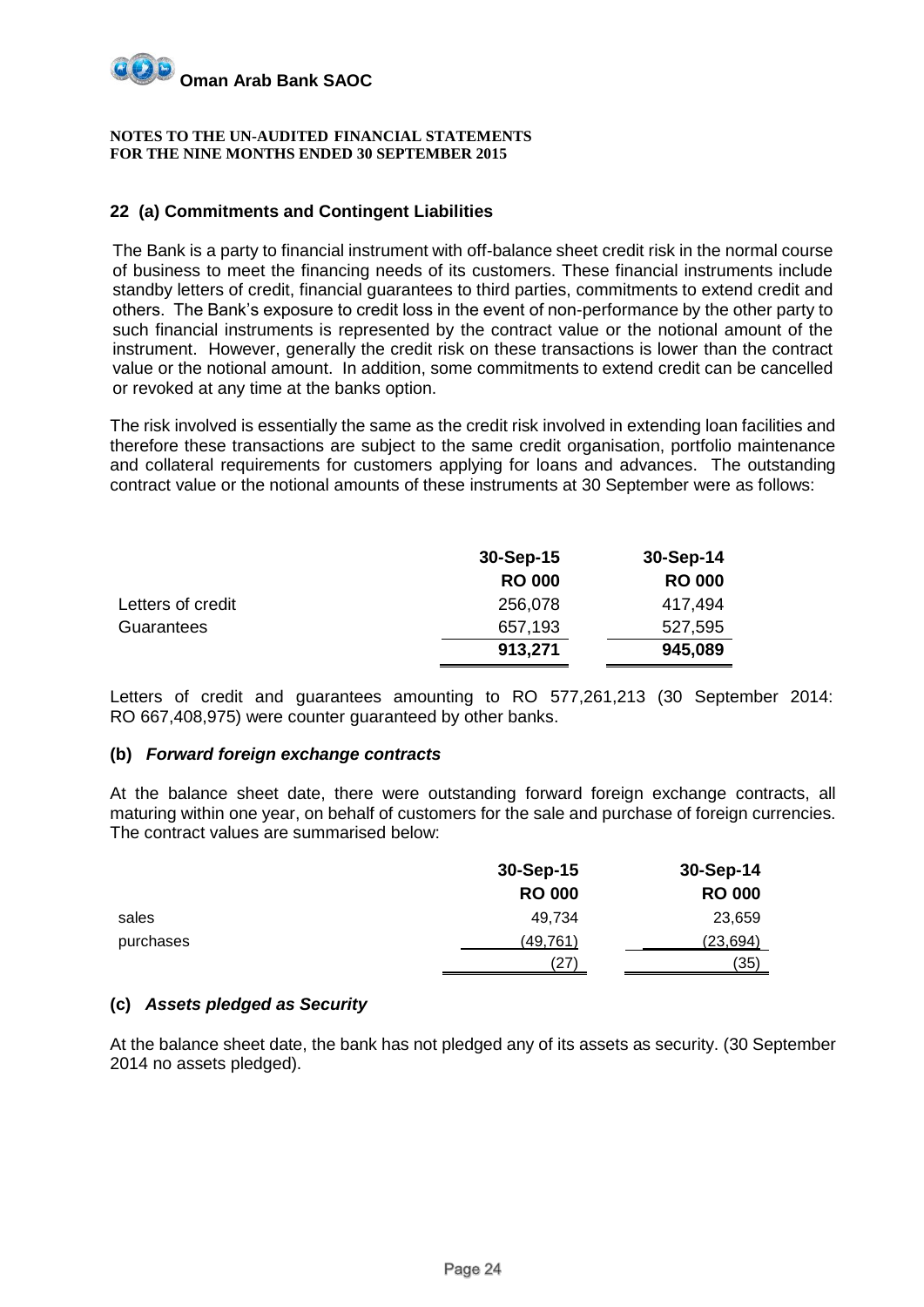## 22 (a) Commitments and Contingent Liabilities

The Bank is a party to financial instrument with off-balance sheet credit risk in the normal course of business to meet the financing needs of its customers. These financial instruments include standby letters of credit, financial guarantees to third parties, commitments to extend credit and others. The Bank's exposure to credit loss in the event of non-performance by the other party to such financial instruments is represented by the contract value or the notional amount of the instrument. However, generally the credit risk on these transactions is lower than the contract value or the notional amount. In addition, some commitments to extend credit can be cancelled or revoked at any time at the banks option.

The risk involved is essentially the same as the credit risk involved in extending loan facilities and therefore these transactions are subject to the same credit organisation, portfolio maintenance and collateral requirements for customers applying for loans and advances. The outstanding contract value or the notional amounts of these instruments at 30 September were as follows:

| | 30-Sep-15 | 30-Sep-14 |
|---|---|---|
| | **RO 000** | **RO 000** |
| Letters of credit | 256,078 | 417,494 |
| Guarantees | 657,193 | 527,595 |
| | **913,271** | **945,089** |

Letters of credit and guarantees amounting to RO 577,261,213 (30 September 2014: RO 667,408,975) were counter guaranteed by other banks.

### (b) *Forward foreign exchange contracts*

At the balance sheet date, there were outstanding forward foreign exchange contracts, all maturing within one year, on behalf of customers for the sale and purchase of foreign currencies. The contract values are summarised below:

| | 30-Sep-15 | 30-Sep-14 |
|---|---|---|
| | **RO 000** | **RO 000** |
| sales | 49,734 | 23,659 |
| purchases | (49,761) | (23,694) |
| | (27) | (35) |

### (c) *Assets pledged as Security*

At the balance sheet date, the bank has not pledged any of its assets as security. (30 September 2014 no assets pledged).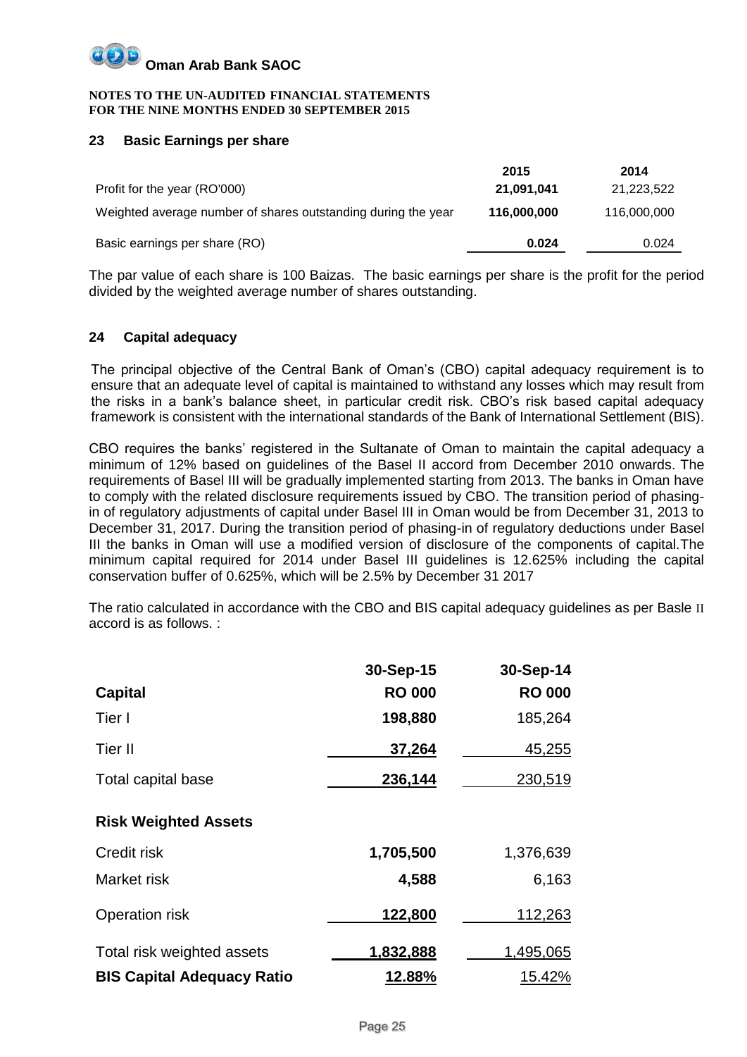**Oman Arab Bank SAOC**

**NOTES TO THE UN-AUDITED FINANCIAL STATEMENTS**
**FOR THE NINE MONTHS ENDED 30 SEPTEMBER 2015**

## 23 Basic Earnings per share

| | 2015 | 2014 |
|---|---|---|
| Profit for the year (RO'000) | **21,091,041** | 21,223,522 |
| Weighted average number of shares outstanding during the year | **116,000,000** | 116,000,000 |
| Basic earnings per share (RO) | **0.024** | 0.024 |

The par value of each share is 100 Baizas. The basic earnings per share is the profit for the period divided by the weighted average number of shares outstanding.

## 24 Capital adequacy

The principal objective of the Central Bank of Oman's (CBO) capital adequacy requirement is to ensure that an adequate level of capital is maintained to withstand any losses which may result from the risks in a bank's balance sheet, in particular credit risk. CBO's risk based capital adequacy framework is consistent with the international standards of the Bank of International Settlement (BIS).

CBO requires the banks' registered in the Sultanate of Oman to maintain the capital adequacy a minimum of 12% based on guidelines of the Basel II accord from December 2010 onwards. The requirements of Basel III will be gradually implemented starting from 2013. The banks in Oman have to comply with the related disclosure requirements issued by CBO. The transition period of phasing-in of regulatory adjustments of capital under Basel III in Oman would be from December 31, 2013 to December 31, 2017. During the transition period of phasing-in of regulatory deductions under Basel III the banks in Oman will use a modified version of disclosure of the components of capital.The minimum capital required for 2014 under Basel III guidelines is 12.625% including the capital conservation buffer of 0.625%, which will be 2.5% by December 31 2017

The ratio calculated in accordance with the CBO and BIS capital adequacy guidelines as per Basle II accord is as follows. :

| | 30-Sep-15 | 30-Sep-14 |
|---|---|---|
| **Capital** | **RO 000** | **RO 000** |
| Tier I | **198,880** | 185,264 |
| Tier II | **37,264** | 45,255 |
| Total capital base | **236,144** | 230,519 |
| **Risk Weighted Assets** | | |
| Credit risk | **1,705,500** | 1,376,639 |
| Market risk | **4,588** | 6,163 |
| Operation risk | **122,800** | 112,263 |
| Total risk weighted assets | **1,832,888** | 1,495,065 |
| **BIS Capital Adequacy Ratio** | **12.88%** | 15.42% |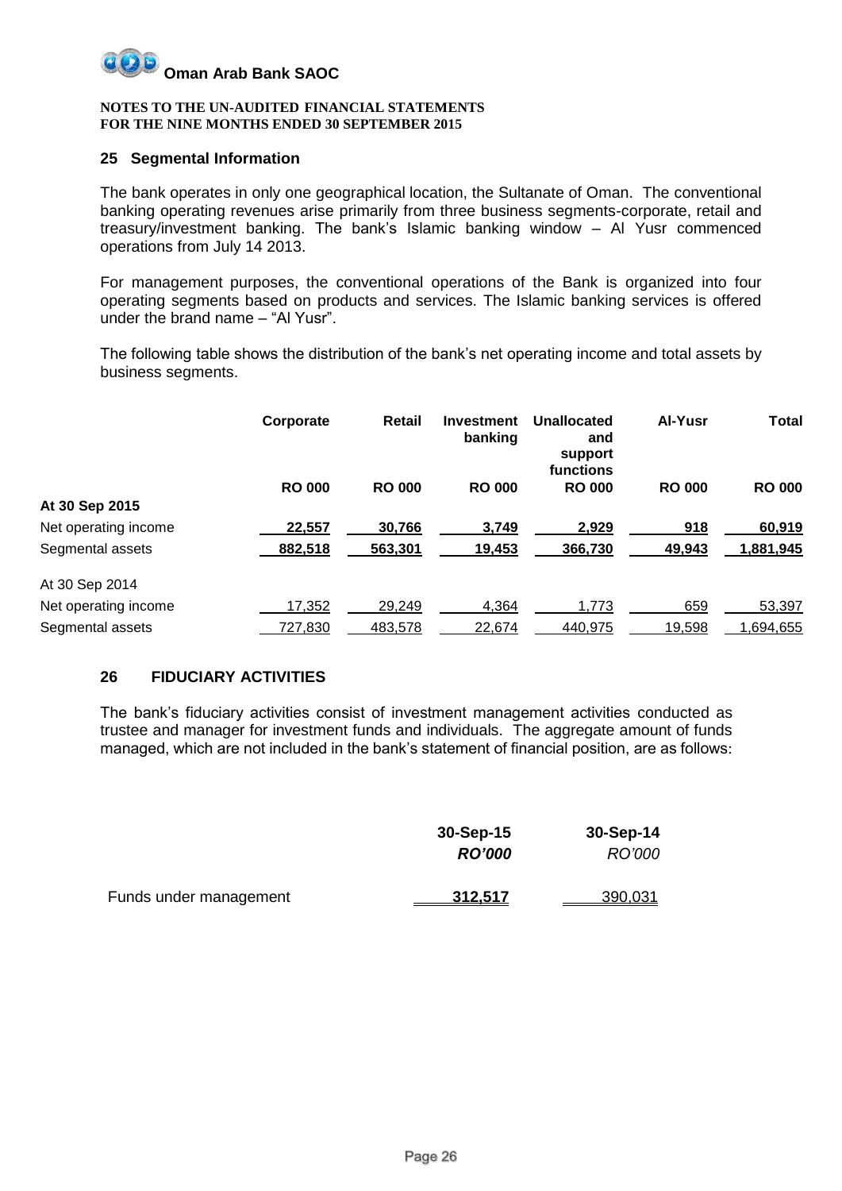**Oman Arab Bank SAOC**

**NOTES TO THE UN-AUDITED FINANCIAL STATEMENTS**
**FOR THE NINE MONTHS ENDED 30 SEPTEMBER 2015**

## 25 Segmental Information

The bank operates in only one geographical location, the Sultanate of Oman. The conventional banking operating revenues arise primarily from three business segments-corporate, retail and treasury/investment banking. The bank's Islamic banking window – Al Yusr commenced operations from July 14 2013.

For management purposes, the conventional operations of the Bank is organized into four operating segments based on products and services. The Islamic banking services is offered under the brand name – "Al Yusr".

The following table shows the distribution of the bank's net operating income and total assets by business segments.

| | Corporate | Retail | Investment banking | Unallocated and support functions | Al-Yusr | Total |
|---|---|---|---|---|---|---|
| | RO 000 | RO 000 | RO 000 | RO 000 | RO 000 | RO 000 |
| **At 30 Sep 2015** | | | | | | |
| Net operating income | **22,557** | **30,766** | **3,749** | **2,929** | **918** | **60,919** |
| Segmental assets | **882,518** | **563,301** | **19,453** | **366,730** | **49,943** | **1,881,945** |
| At 30 Sep 2014 | | | | | | |
| Net operating income | 17,352 | 29,249 | 4,364 | 1,773 | 659 | 53,397 |
| Segmental assets | 727,830 | 483,578 | 22,674 | 440,975 | 19,598 | 1,694,655 |

## 26 FIDUCIARY ACTIVITIES

The bank's fiduciary activities consist of investment management activities conducted as trustee and manager for investment funds and individuals. The aggregate amount of funds managed, which are not included in the bank's statement of financial position, are as follows:

| | 30-Sep-15 | 30-Sep-14 |
|---|---|---|
| | ***RO'000*** | *RO'000* |
| Funds under management | **312,517** | 390,031 |